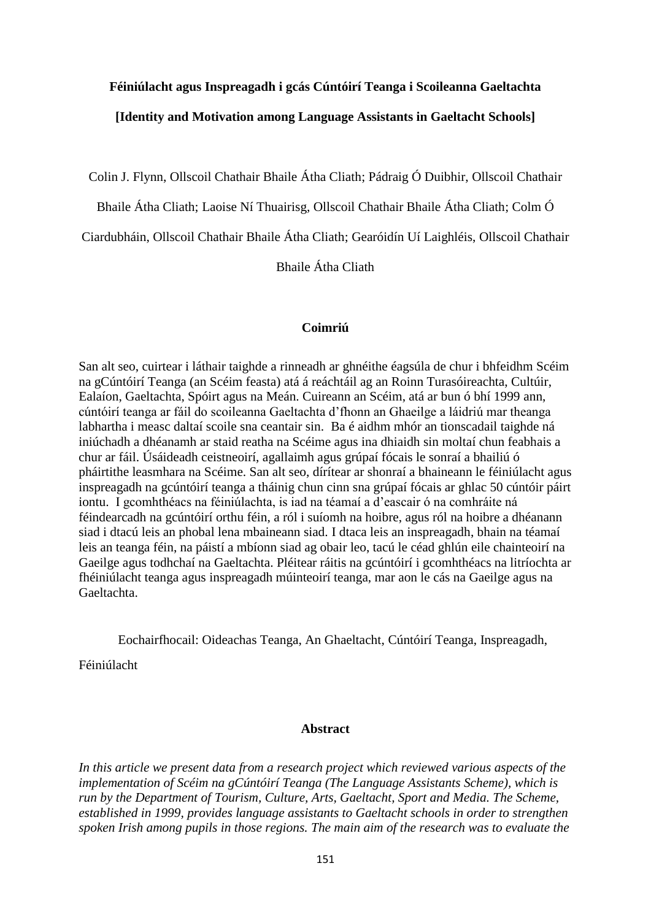**Féiniúlacht agus Inspreagadh i gcás Cúntóirí Teanga i Scoileanna Gaeltachta**

**[Identity and Motivation among Language Assistants in Gaeltacht Schools]**

Colin J. Flynn, Ollscoil Chathair Bhaile Átha Cliath; Pádraig Ó Duibhir, Ollscoil Chathair Bhaile Átha Cliath; Laoise Ní Thuairisg, Ollscoil Chathair Bhaile Átha Cliath; Colm Ó Ciardubháin, Ollscoil Chathair Bhaile Átha Cliath; Gearóidín Uí Laighléis, Ollscoil Chathair Bhaile Átha Cliath

## Coimriú

San alt seo, cuirtear i láthair taighde a rinneadh ar ghnéithe éagsúla de chur i bhfeidhm Scéim na gCúntóirí Teanga (an Scéim feasta) atá á reáchtáil ag an Roinn Turasóireachta, Cultúir, Ealaíon, Gaeltachta, Spóirt agus na Meán. Cuireann an Scéim, atá ar bun ó bhí 1999 ann, cúntóirí teanga ar fáil do scoileanna Gaeltachta d'fhonn an Ghaeilge a láidriú mar theanga labhartha i measc daltaí scoile sna ceantair sin. Ba é aidhm mhór an tionscadail taighde ná iniúchadh a dhéanamh ar staid reatha na Scéime agus ina dhiaidh sin moltaí chun feabhais a chur ar fáil. Úsáideadh ceistneoirí, agallaimh agus grúpaí fócais le sonraí a bhailiú ó pháirtithe leasmhara na Scéime. San alt seo, dírítear ar shonraí a bhaineann le féiniúlacht agus inspreagadh na gcúntóirí teanga a tháinig chun cinn sna grúpaí fócais ar ghlac 50 cúntóir páirt iontu. I gcomhthéacs na féiniúlachta, is iad na téamaí a d'eascair ó na comhráite ná féindearcadh na gcúntóirí orthu féin, a ról i suíomh na hoibre, agus ról na hoibre a dhéanann siad i dtacú leis an phobal lena mbaineann siad. I dtaca leis an inspreagadh, bhain na téamaí leis an teanga féin, na páistí a mbíonn siad ag obair leo, tacú le céad ghlún eile chainteoirí na Gaeilge agus todhchaí na Gaeltachta. Pléitear ráitis na gcúntóirí i gcomhthéacs na litríochta ar fhéiniúlacht teanga agus inspreagadh múinteoirí teanga, mar aon le cás na Gaeilge agus na Gaeltachta.

Eochairfhocail: Oideachas Teanga, An Ghaeltacht, Cúntóirí Teanga, Inspreagadh, Féiniúlacht

## Abstract

*In this article we present data from a research project which reviewed various aspects of the implementation of Scéim na gCúntóirí Teanga (The Language Assistants Scheme), which is run by the Department of Tourism, Culture, Arts, Gaeltacht, Sport and Media. The Scheme, established in 1999, provides language assistants to Gaeltacht schools in order to strengthen spoken Irish among pupils in those regions. The main aim of the research was to evaluate the*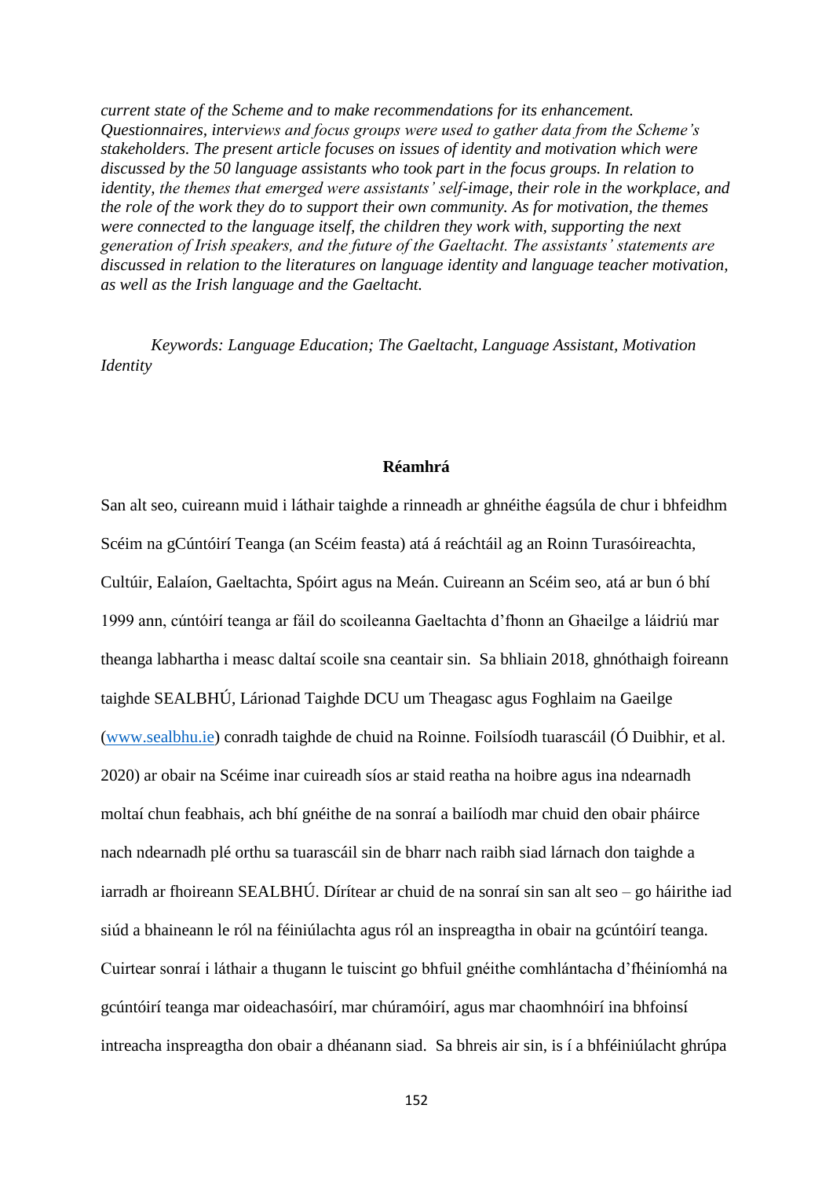*current state of the Scheme and to make recommendations for its enhancement. Questionnaires, interviews and focus groups were used to gather data from the Scheme's stakeholders. The present article focuses on issues of identity and motivation which were discussed by the 50 language assistants who took part in the focus groups. In relation to identity, the themes that emerged were assistants' self-image, their role in the workplace, and the role of the work they do to support their own community. As for motivation, the themes were connected to the language itself, the children they work with, supporting the next generation of Irish speakers, and the future of the Gaeltacht. The assistants' statements are discussed in relation to the literatures on language identity and language teacher motivation, as well as the Irish language and the Gaeltacht.*

*Keywords: Language Education; The Gaeltacht, Language Assistant, Motivation Identity*

## Réamhrá

San alt seo, cuireann muid i láthair taighde a rinneadh ar ghnéithe éagsúla de chur i bhfeidhm Scéim na gCúntóirí Teanga (an Scéim feasta) atá á reáchtáil ag an Roinn Turasóireachta, Cultúir, Ealaíon, Gaeltachta, Spóirt agus na Meán. Cuireann an Scéim seo, atá ar bun ó bhí 1999 ann, cúntóirí teanga ar fáil do scoileanna Gaeltachta d'fhonn an Ghaeilge a láidriú mar theanga labhartha i measc daltaí scoile sna ceantair sin. Sa bhliain 2018, ghnóthaigh foireann taighde SEALBHÚ, Lárionad Taighde DCU um Theagasc agus Foghlaim na Gaeilge (www.sealbhu.ie) conradh taighde de chuid na Roinne. Foilsíodh tuarascáil (Ó Duibhir, et al. 2020) ar obair na Scéime inar cuireadh síos ar staid reatha na hoibre agus ina ndearnadh moltaí chun feabhais, ach bhí gnéithe de na sonraí a bailíodh mar chuid den obair pháirce nach ndearnadh plé orthu sa tuarascáil sin de bharr nach raibh siad lárnach don taighde a iarradh ar fhoireann SEALBHÚ. Dírítear ar chuid de na sonraí sin san alt seo – go háirithe iad siúd a bhaineann le ról na féiniúlachta agus ról an inspreagtha in obair na gcúntóirí teanga. Cuirtear sonraí i láthair a thugann le tuiscint go bhfuil gnéithe comhlántacha d'fhéiníomhá na gcúntóirí teanga mar oideachasóirí, mar chúramóirí, agus mar chaomhnóirí ina bhfoinsí intreacha inspreagtha don obair a dhéanann siad. Sa bhreis air sin, is í a bhféiniúlacht ghrúpa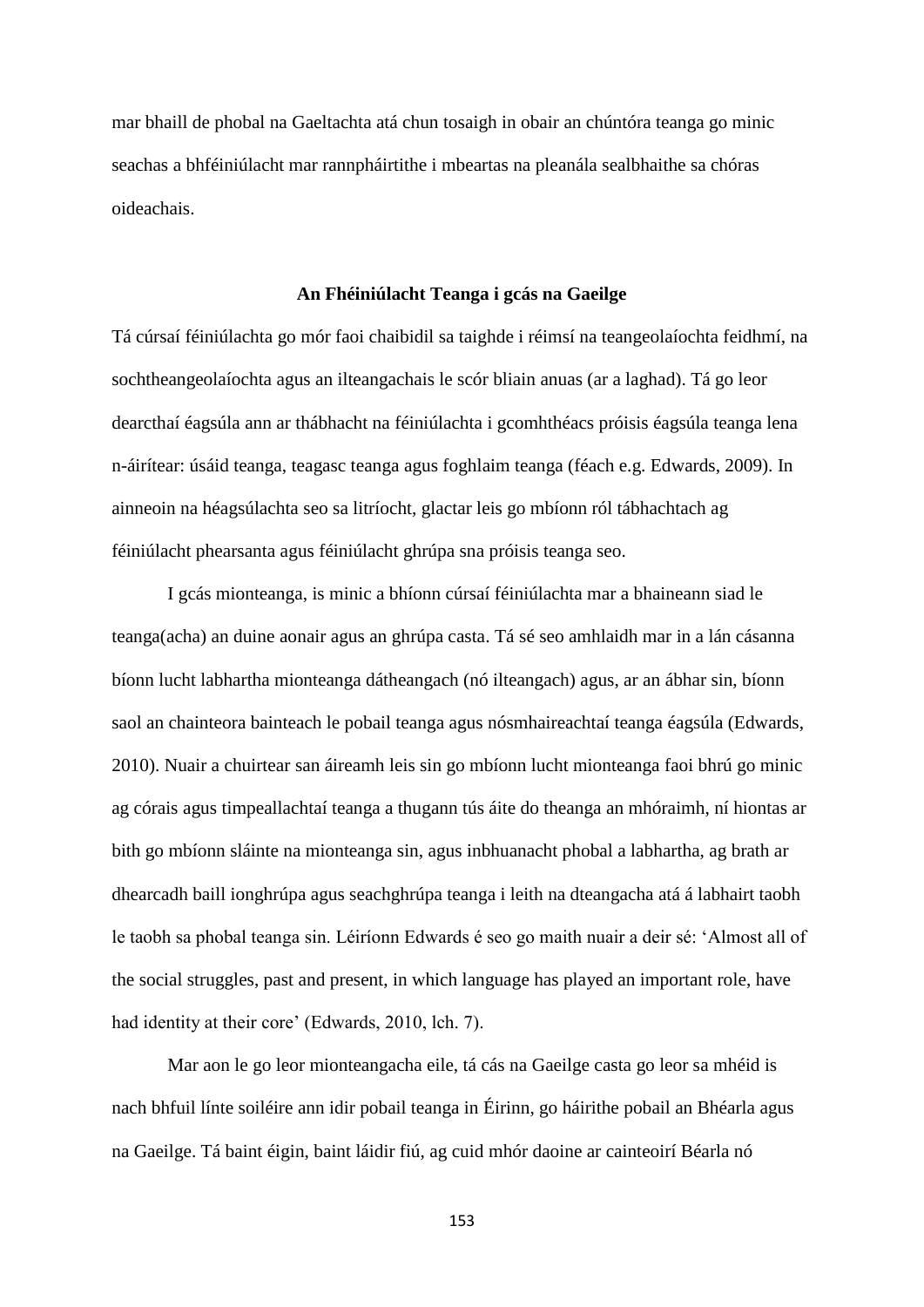mar bhaill de phobal na Gaeltachta atá chun tosaigh in obair an chúntóra teanga go minic seachas a bhféiniúlacht mar rannpháirtithe i mbeartas na pleanála sealbhaithe sa chóras oideachais.

## An Fhéiniúlacht Teanga i gcás na Gaeilge

Tá cúrsaí féiniúlachta go mór faoi chaibidil sa taighde i réimsí na teangeolaíochta feidhmí, na sochtheangeolaíochta agus an ilteangachais le scór bliain anuas (ar a laghad). Tá go leor dearcthaí éagsúla ann ar thábhacht na féiniúlachta i gcomhthéacs próisis éagsúla teanga lena n-áirítear: úsáid teanga, teagasc teanga agus foghlaim teanga (féach e.g. Edwards, 2009). In ainneoin na héagsúlachta seo sa litríocht, glactar leis go mbíonn ról tábhachtach ag féiniúlacht phearsanta agus féiniúlacht ghrúpa sna próisis teanga seo.

I gcás mionteanga, is minic a bhíonn cúrsaí féiniúlachta mar a bhaineann siad le teanga(acha) an duine aonair agus an ghrúpa casta. Tá sé seo amhlaidh mar in a lán cásanna bíonn lucht labhartha mionteanga dátheangach (nó ilteangach) agus, ar an ábhar sin, bíonn saol an chainteora bainteach le pobail teanga agus nósmhaireachtaí teanga éagsúla (Edwards, 2010). Nuair a chuirtear san áireamh leis sin go mbíonn lucht mionteanga faoi bhrú go minic ag córais agus timpeallachtaí teanga a thugann tús áite do theanga an mhóraimh, ní hiontas ar bith go mbíonn sláinte na mionteanga sin, agus inbhuanacht phobal a labhartha, ag brath ar dhearcadh baill ionghrúpa agus seachghrúpa teanga i leith na dteangacha atá á labhairt taobh le taobh sa phobal teanga sin. Léiríonn Edwards é seo go maith nuair a deir sé: 'Almost all of the social struggles, past and present, in which language has played an important role, have had identity at their core' (Edwards, 2010, lch. 7).

Mar aon le go leor mionteangacha eile, tá cás na Gaeilge casta go leor sa mhéid is nach bhfuil línte soiléire ann idir pobail teanga in Éirinn, go háirithe pobail an Bhéarla agus na Gaeilge. Tá baint éigin, baint láidir fiú, ag cuid mhór daoine ar cainteoirí Béarla nó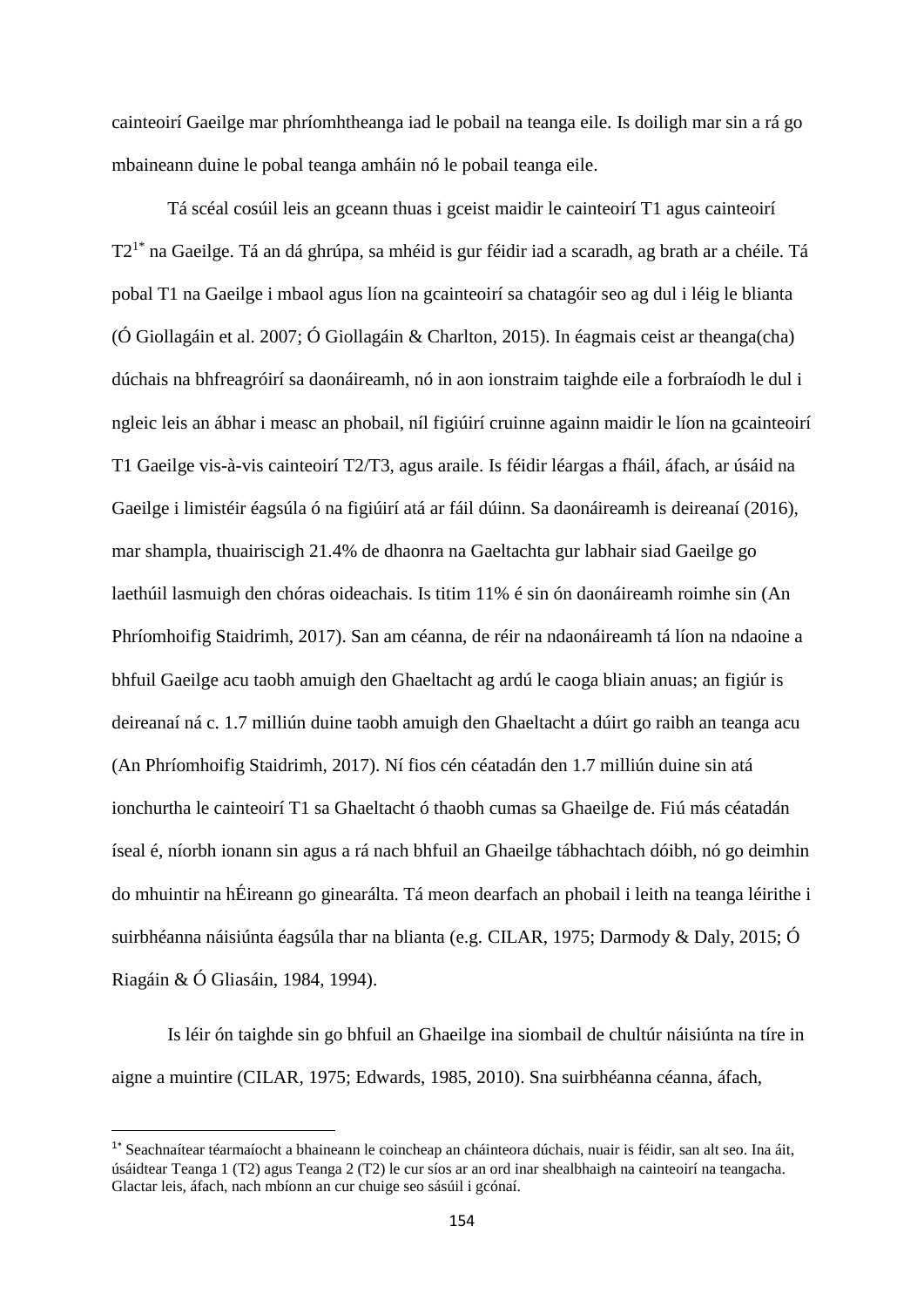cainteoirí Gaeilge mar phríomhtheanga iad le pobail na teanga eile. Is doiligh mar sin a rá go mbaineann duine le pobal teanga amháin nó le pobail teanga eile.

Tá scéal cosúil leis an gceann thuas i gceist maidir le cainteoirí T1 agus cainteoirí T2[1*] na Gaeilge. Tá an dá ghrúpa, sa mhéid is gur féidir iad a scaradh, ag brath ar a chéile. Tá pobal T1 na Gaeilge i mbaol agus líon na gcainteoirí sa chatagóir seo ag dul i léig le blianta (Ó Giollagáin et al. 2007; Ó Giollagáin & Charlton, 2015). In éagmais ceist ar theanga(cha) dúchais na bhfreagróirí sa daonáireamh, nó in aon ionstraim taighde eile a forbraíodh le dul i ngleic leis an ábhar i measc an phobail, níl figiúirí cruinne againn maidir le líon na gcainteoirí T1 Gaeilge vis-à-vis cainteoirí T2/T3, agus araile. Is féidir léargas a fháil, áfach, ar úsáid na Gaeilge i limistéir éagsúla ó na figiúirí atá ar fáil dúinn. Sa daonáireamh is deireanaí (2016), mar shampla, thuairiscigh 21.4% de dhaonra na Gaeltachta gur labhair siad Gaeilge go laethúil lasmuigh den chóras oideachais. Is titim 11% é sin ón daonáireamh roimhe sin (An Phríomhoifig Staidrimh, 2017). San am céanna, de réir na ndaonáireamh tá líon na ndaoine a bhfuil Gaeilge acu taobh amuigh den Ghaeltacht ag ardú le caoga bliain anuas; an figiúr is deireanaí ná c. 1.7 milliún duine taobh amuigh den Ghaeltacht a dúirt go raibh an teanga acu (An Phríomhoifig Staidrimh, 2017). Ní fios cén céatadán den 1.7 milliún duine sin atá ionchurtha le cainteoirí T1 sa Ghaeltacht ó thaobh cumas sa Ghaeilge de. Fiú más céatadán íseal é, níorbh ionann sin agus a rá nach bhfuil an Ghaeilge tábhachtach dóibh, nó go deimhin do mhuintir na hÉireann go ginearálta. Tá meon dearfach an phobail i leith na teanga léirithe i suirbhéanna náisiúnta éagsúla thar na blianta (e.g. CILAR, 1975; Darmody & Daly, 2015; Ó Riagáin & Ó Gliasáin, 1984, 1994).

Is léir ón taighde sin go bhfuil an Ghaeilge ina siombail de chultúr náisiúnta na tíre in aigne a muintire (CILAR, 1975; Edwards, 1985, 2010). Sna suirbhéanna céanna, áfach,

---

[1*] Seachnaítear téarmaíocht a bhaineann le coincheap an cháinteora dúchais, nuair is féidir, san alt seo. Ina áit, úsáidtear Teanga 1 (T2) agus Teanga 2 (T2) le cur síos ar an ord inar shealbhaigh na cainteoirí na teangacha. Glactar leis, áfach, nach mbíonn an cur chuige seo sásúil i gcónaí.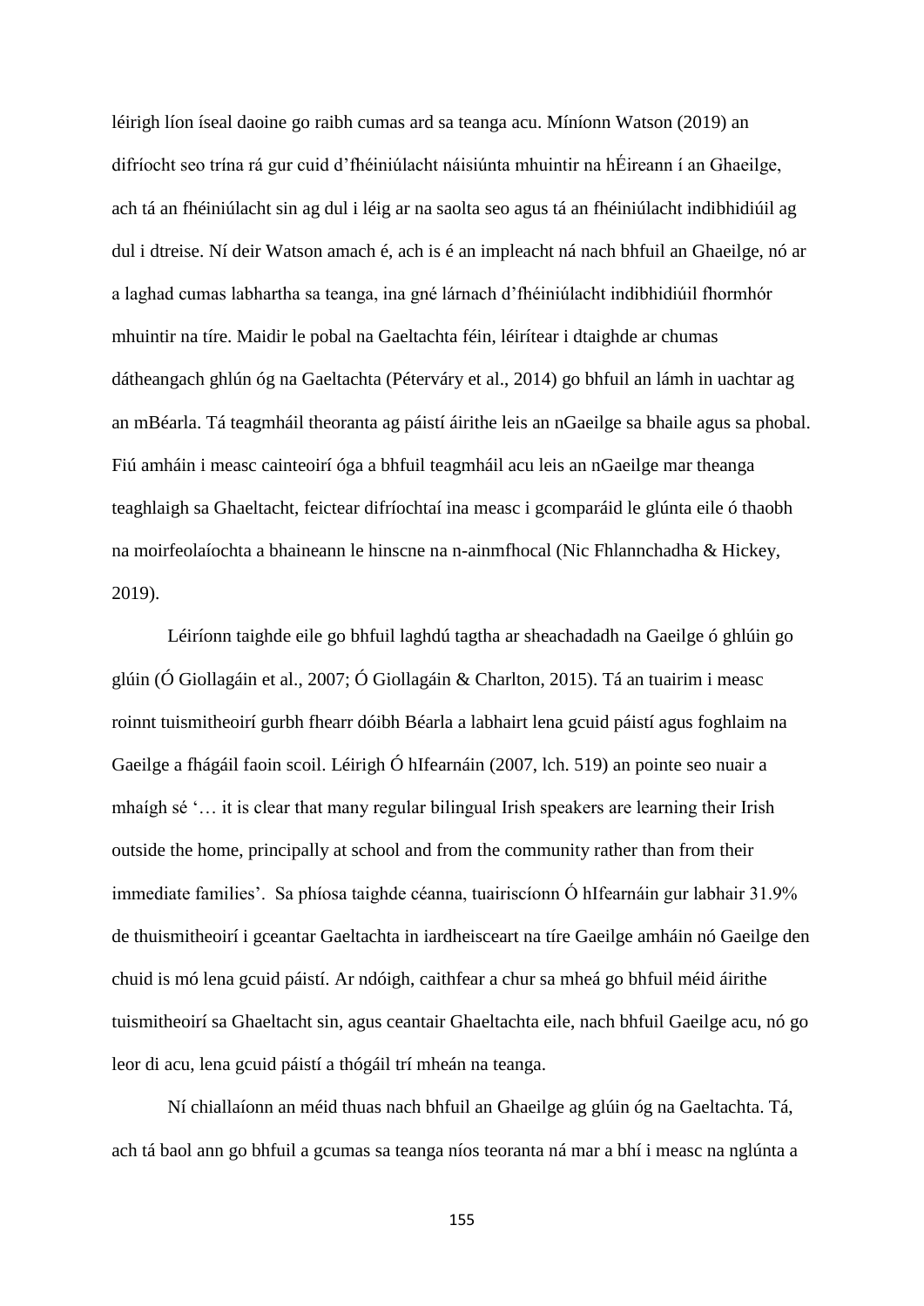léirigh líon íseal daoine go raibh cumas ard sa teanga acu. Míníonn Watson (2019) an difríocht seo trína rá gur cuid d'fhéiniúlacht náisiúnta mhuintir na hÉireann í an Ghaeilge, ach tá an fhéiniúlacht sin ag dul i léig ar na saolta seo agus tá an fhéiniúlacht indibhidiúil ag dul i dtreise. Ní deir Watson amach é, ach is é an impleacht ná nach bhfuil an Ghaeilge, nó ar a laghad cumas labhartha sa teanga, ina gné lárnach d'fhéiniúlacht indibhidiúil fhormhór mhuintir na tíre. Maidir le pobal na Gaeltachta féin, léirítear i dtaighde ar chumas dátheangach ghlún óg na Gaeltachta (Péterváry et al., 2014) go bhfuil an lámh in uachtar ag an mBéarla. Tá teagmháil theoranta ag páistí áirithe leis an nGaeilge sa bhaile agus sa phobal. Fiú amháin i measc cainteoirí óga a bhfuil teagmháil acu leis an nGaeilge mar theanga teaghlaigh sa Ghaeltacht, feictear difríochtaí ina measc i gcomparáid le glúnta eile ó thaobh na moirfeolaíochta a bhaineann le hinscne na n-ainmfhocal (Nic Fhlannchadha & Hickey, 2019).

Léiríonn taighde eile go bhfuil laghdú tagtha ar sheachadadh na Gaeilge ó ghlúin go glúin (Ó Giollagáin et al., 2007; Ó Giollagáin & Charlton, 2015). Tá an tuairim i measc roinnt tuismitheoirí gurbh fhearr dóibh Béarla a labhairt lena gcuid páistí agus foghlaim na Gaeilge a fhágáil faoin scoil. Léirigh Ó hIfearnáin (2007, lch. 519) an pointe seo nuair a mhaígh sé '… it is clear that many regular bilingual Irish speakers are learning their Irish outside the home, principally at school and from the community rather than from their immediate families'. Sa phíosa taighde céanna, tuairiscíonn Ó hIfearnáin gur labhair 31.9% de thuismitheoirí i gceantar Gaeltachta in iardheisceart na tíre Gaeilge amháin nó Gaeilge den chuid is mó lena gcuid páistí. Ar ndóigh, caithfear a chur sa mheá go bhfuil méid áirithe tuismitheoirí sa Ghaeltacht sin, agus ceantair Ghaeltachta eile, nach bhfuil Gaeilge acu, nó go leor di acu, lena gcuid páistí a thógáil trí mheán na teanga.

Ní chiallaíonn an méid thuas nach bhfuil an Ghaeilge ag glúin óg na Gaeltachta. Tá, ach tá baol ann go bhfuil a gcumas sa teanga níos teoranta ná mar a bhí i measc na nglúnta a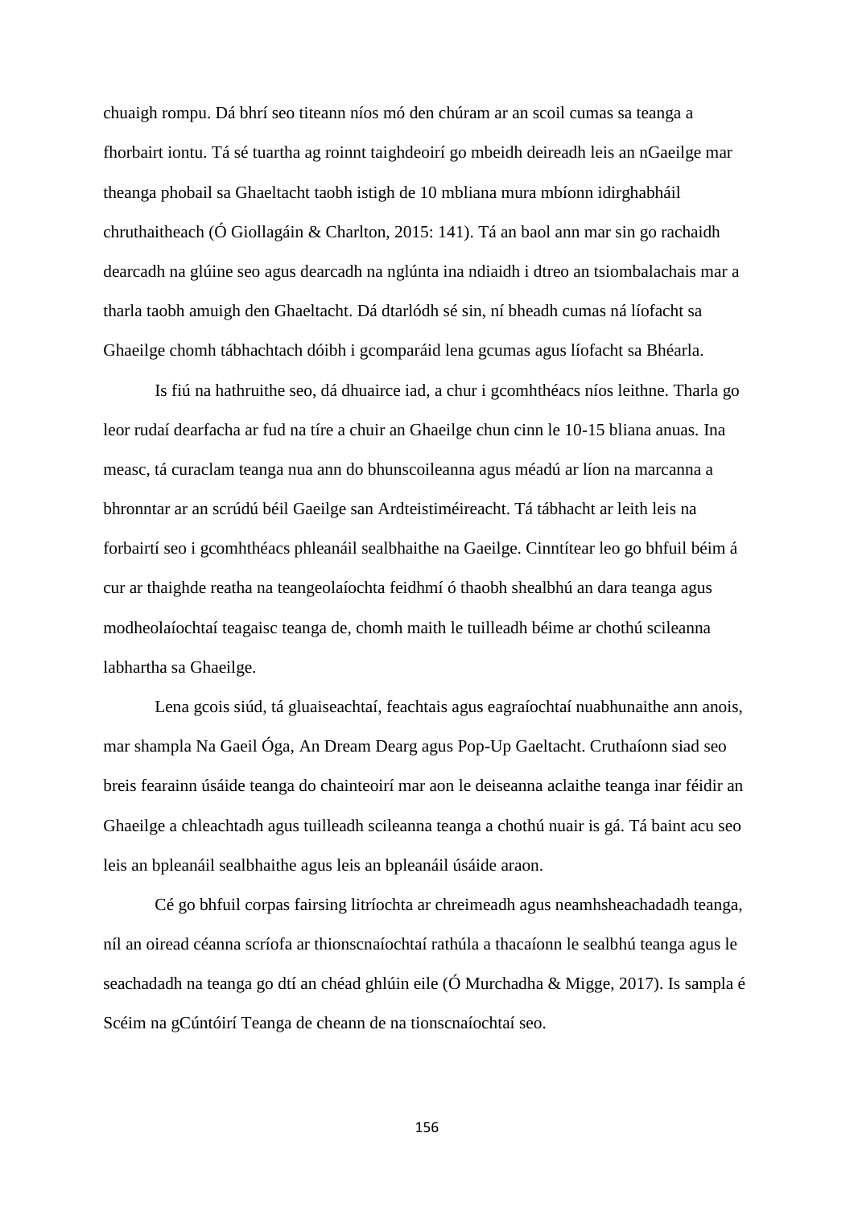chuaigh rompu. Dá bhrí seo titeann níos mó den chúram ar an scoil cumas sa teanga a fhorbairt iontu. Tá sé tuartha ag roinnt taighdeoirí go mbeidh deireadh leis an nGaeilge mar theanga phobail sa Ghaeltacht taobh istigh de 10 mbliana mura mbíonn idirghabháil chruthaitheach (Ó Giollagáin & Charlton, 2015: 141). Tá an baol ann mar sin go rachaidh dearcadh na glúine seo agus dearcadh na nglúnta ina ndiaidh i dtreo an tsiombalachais mar a tharla taobh amuigh den Ghaeltacht. Dá dtarlódh sé sin, ní bheadh cumas ná líofacht sa Ghaeilge chomh tábhachtach dóibh i gcomparáid lena gcumas agus líofacht sa Bhéarla.

Is fiú na hathruithe seo, dá dhuairce iad, a chur i gcomhthéacs níos leithne. Tharla go leor rudaí dearfacha ar fud na tíre a chuir an Ghaeilge chun cinn le 10-15 bliana anuas. Ina measc, tá curaclam teanga nua ann do bhunscoileanna agus méadú ar líon na marcanna a bhronntar ar an scrúdú béil Gaeilge san Ardteistiméireacht. Tá tábhacht ar leith leis na forbairtí seo i gcomhthéacs phleanáil sealbhaithe na Gaeilge. Cinntítear leo go bhfuil béim á cur ar thaighde reatha na teangeolaíochta feidhmí ó thaobh shealbhú an dara teanga agus modheolaíochtaí teagaisc teanga de, chomh maith le tuilleadh béime ar chothú scileanna labhartha sa Ghaeilge.

Lena gcois siúd, tá gluaiseachtaí, feachtais agus eagraíochtaí nuabhunaithe ann anois, mar shampla Na Gaeil Óga, An Dream Dearg agus Pop-Up Gaeltacht. Cruthaíonn siad seo breis fearainn úsáide teanga do chainteoirí mar aon le deiseanna aclaithe teanga inar féidir an Ghaeilge a chleachtadh agus tuilleadh scileanna teanga a chothú nuair is gá. Tá baint acu seo leis an bpleanáil sealbhaithe agus leis an bpleanáil úsáide araon.

Cé go bhfuil corpas fairsing litríochta ar chreimeadh agus neamhsheachadadh teanga, níl an oiread céanna scríofa ar thionscnaíochtaí rathúla a thacaíonn le sealbhú teanga agus le seachadadh na teanga go dtí an chéad ghlúin eile (Ó Murchadha & Migge, 2017). Is sampla é Scéim na gCúntóirí Teanga de cheann de na tionscnaíochtaí seo.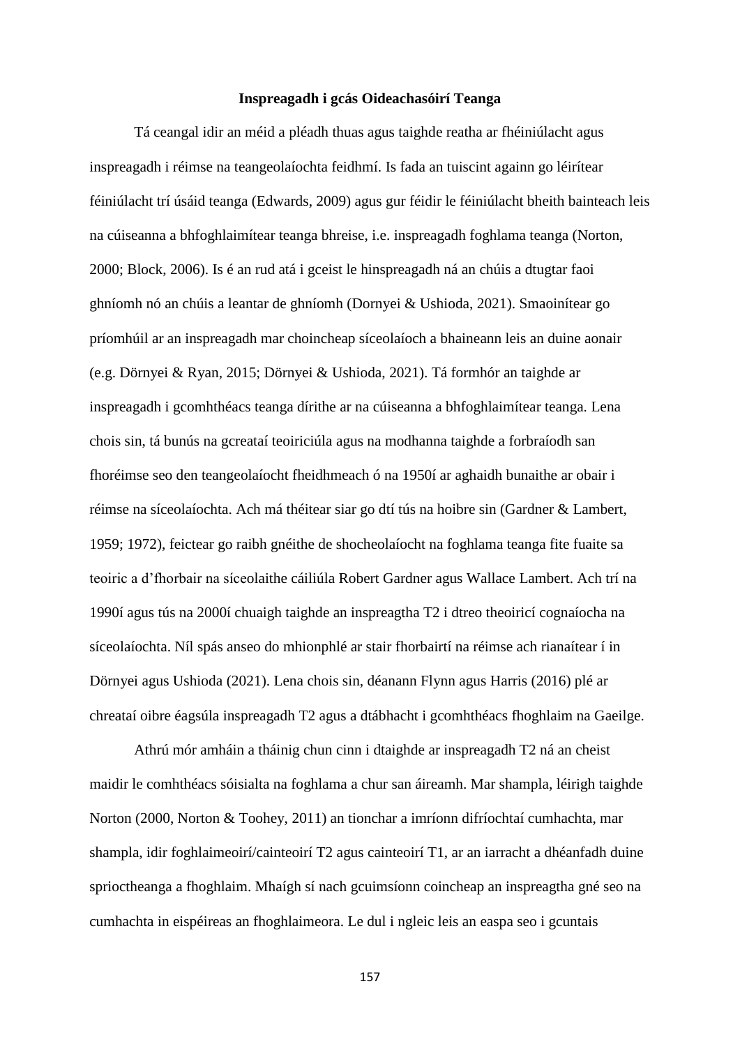## Inspreagadh i gcás Oideachasóirí Teanga

Tá ceangal idir an méid a pléadh thuas agus taighde reatha ar fhéiniúlacht agus inspreagadh i réimse na teangeolaíochta feidhmí. Is fada an tuiscint againn go léirítear féiniúlacht trí úsáid teanga (Edwards, 2009) agus gur féidir le féiniúlacht bheith bainteach leis na cúiseanna a bhfoghlaimítear teanga bhreise, i.e. inspreagadh foghlama teanga (Norton, 2000; Block, 2006). Is é an rud atá i gceist le hinspreagadh ná an chúis a dtugtar faoi ghníomh nó an chúis a leantar de ghníomh (Dornyei & Ushioda, 2021). Smaoinítear go príomhúil ar an inspreagadh mar choincheap síceolaíoch a bhaineann leis an duine aonair (e.g. Dörnyei & Ryan, 2015; Dörnyei & Ushioda, 2021). Tá formhór an taighde ar inspreagadh i gcomhthéacs teanga dírithe ar na cúiseanna a bhfoghlaimítear teanga. Lena chois sin, tá bunús na gcreataí teoiriciúla agus na modhanna taighde a forbraíodh san fhoréimse seo den teangeolaíocht fheidhmeach ó na 1950í ar aghaidh bunaithe ar obair i réimse na síceolaíochta. Ach má théitear siar go dtí tús na hoibre sin (Gardner & Lambert, 1959; 1972), feictear go raibh gnéithe de shocheolaíocht na foghlama teanga fite fuaite sa teoiric a d'fhorbair na síceolaithe cáiliúla Robert Gardner agus Wallace Lambert. Ach trí na 1990í agus tús na 2000í chuaigh taighde an inspreagtha T2 i dtreo theoiricí cognaíocha na síceolaíochta. Níl spás anseo do mhionphlé ar stair fhorbairtí na réimse ach rianaítear í in Dörnyei agus Ushioda (2021). Lena chois sin, déanann Flynn agus Harris (2016) plé ar chreataí oibre éagsúla inspreagadh T2 agus a dtábhacht i gcomhthéacs fhoghlaim na Gaeilge.

Athrú mór amháin a tháinig chun cinn i dtaighde ar inspreagadh T2 ná an cheist maidir le comhthéacs sóisialta na foghlama a chur san áireamh. Mar shampla, léirigh taighde Norton (2000, Norton & Toohey, 2011) an tionchar a imríonn difríochtaí cumhachta, mar shampla, idir foghlaimeoirí/cainteoirí T2 agus cainteoirí T1, ar an iarracht a dhéanfadh duine sprioctheanga a fhoghlaim. Mhaígh sí nach gcuimsíonn coincheap an inspreagtha gné seo na cumhachta in eispéireas an fhoghlaimeora. Le dul i ngleic leis an easpa seo i gcuntais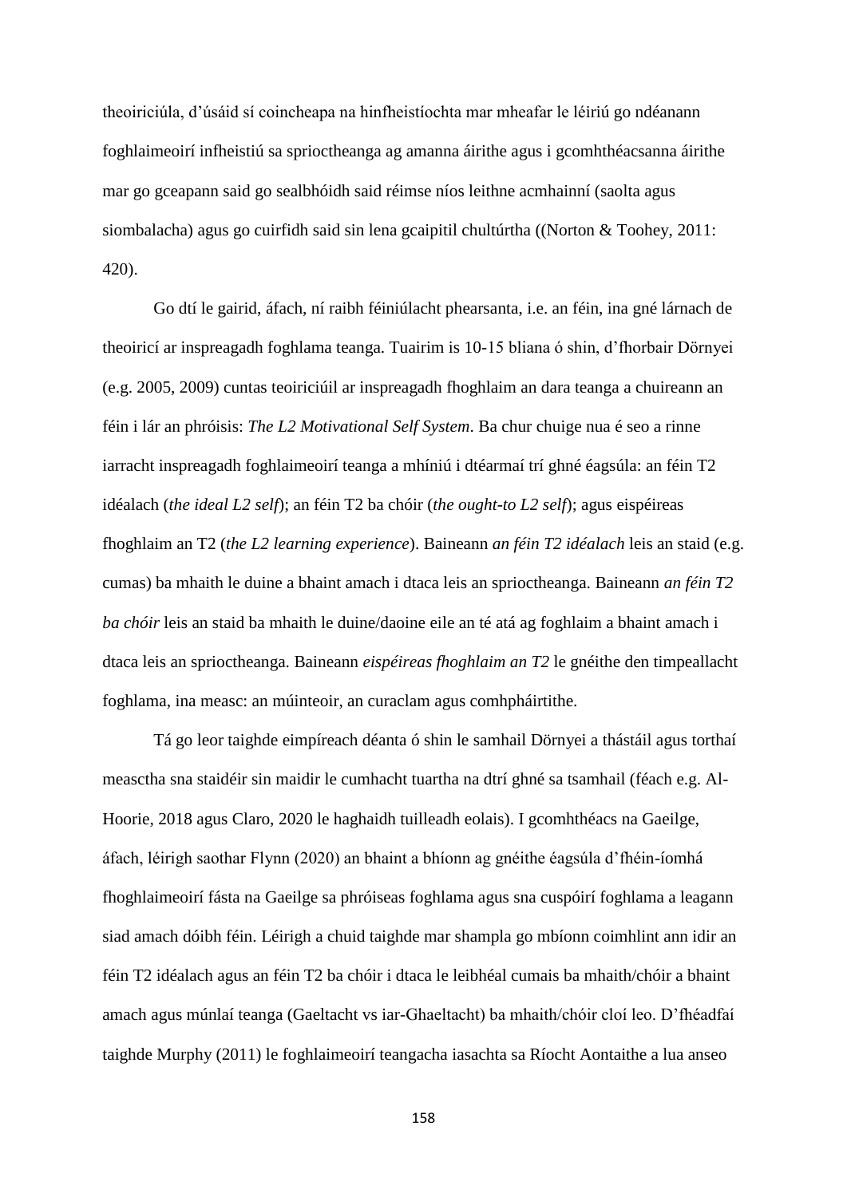theoiriciúla, d'úsáid sí coincheapa na hinfheistíochta mar mheafar le léiriú go ndéanann foghlaimeoirí infheistiú sa sprioctheanga ag amanna áirithe agus i gcomhthéacsanna áirithe mar go gceapann said go sealbhóidh said réimse níos leithne acmhainní (saolta agus siombalacha) agus go cuirfidh said sin lena gcaipitil chultúrtha ((Norton & Toohey, 2011: 420).

Go dtí le gairid, áfach, ní raibh féiniúlacht phearsanta, i.e. an féin, ina gné lárnach de theoiricí ar inspreagadh foghlama teanga. Tuairim is 10-15 bliana ó shin, d'fhorbair Dörnyei (e.g. 2005, 2009) cuntas teoiriciúil ar inspreagadh fhoghlaim an dara teanga a chuireann an féin i lár an phróisis: *The L2 Motivational Self System*. Ba chur chuige nua é seo a rinne iarracht inspreagadh foghlaimeoirí teanga a mhíniú i dtéarmaí trí ghné éagsúla: an féin T2 idéalach (*the ideal L2 self*); an féin T2 ba chóir (*the ought-to L2 self*); agus eispéireas fhoghlaim an T2 (*the L2 learning experience*). Baineann *an féin T2 idéalach* leis an staid (e.g. cumas) ba mhaith le duine a bhaint amach i dtaca leis an sprioctheanga. Baineann *an féin T2 ba chóir* leis an staid ba mhaith le duine/daoine eile an té atá ag foghlaim a bhaint amach i dtaca leis an sprioctheanga. Baineann *eispéireas fhoghlaim an T2* le gnéithe den timpeallacht foghlama, ina measc: an múinteoir, an curaclam agus comhpháirtithe.

Tá go leor taighde eimpíreach déanta ó shin le samhail Dörnyei a thástáil agus torthaí measctha sna staidéir sin maidir le cumhacht tuartha na dtrí ghné sa tsamhail (féach e.g. Al-Hoorie, 2018 agus Claro, 2020 le haghaidh tuilleadh eolais). I gcomhthéacs na Gaeilge, áfach, léirigh saothar Flynn (2020) an bhaint a bhíonn ag gnéithe éagsúla d'fhéin-íomhá fhoghlaimeoirí fásta na Gaeilge sa phróiseas foghlama agus sna cuspóirí foghlama a leagann siad amach dóibh féin. Léirigh a chuid taighde mar shampla go mbíonn coimhlint ann idir an féin T2 idéalach agus an féin T2 ba chóir i dtaca le leibhéal cumais ba mhaith/chóir a bhaint amach agus múnlaí teanga (Gaeltacht vs iar-Ghaeltacht) ba mhaith/chóir cloí leo. D'fhéadfaí taighde Murphy (2011) le foghlaimeoirí teangacha iasachta sa Ríocht Aontaithe a lua anseo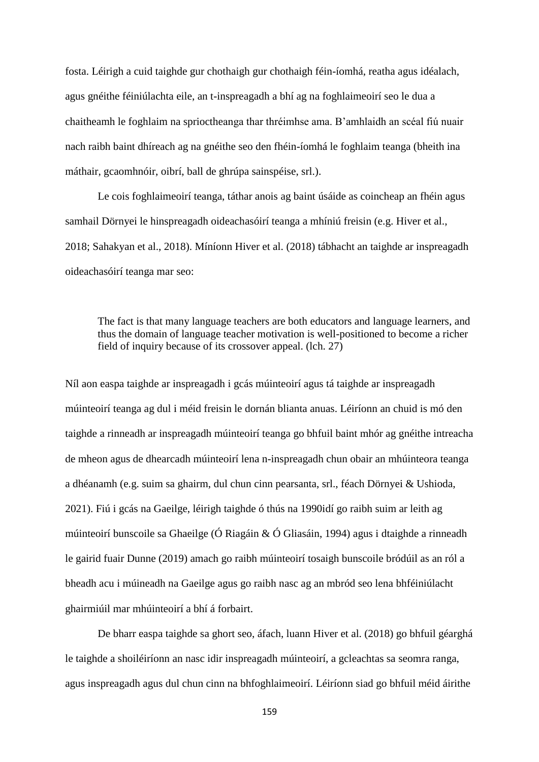fosta. Léirigh a cuid taighde gur chothaigh gur chothaigh féin-íomhá, reatha agus idéalach, agus gnéithe féiniúlachta eile, an t-inspreagadh a bhí ag na foghlaimeoirí seo le dua a chaitheamh le foghlaim na sprioctheanga thar thréimhse ama. B'amhlaidh an scéal fiú nuair nach raibh baint dhíreach ag na gnéithe seo den fhéin-íomhá le foghlaim teanga (bheith ina máthair, gcaomhnóir, oibrí, ball de ghrúpa sainspéise, srl.).

Le cois foghlaimeoirí teanga, táthar anois ag baint úsáide as coincheap an fhéin agus samhail Dörnyei le hinspreagadh oideachasóirí teanga a mhíniú freisin (e.g. Hiver et al., 2018; Sahakyan et al., 2018). Míníonn Hiver et al. (2018) tábhacht an taighde ar inspreagadh oideachasóirí teanga mar seo:

> The fact is that many language teachers are both educators and language learners, and thus the domain of language teacher motivation is well-positioned to become a richer field of inquiry because of its crossover appeal. (lch. 27)

Níl aon easpa taighde ar inspreagadh i gcás múinteoirí agus tá taighde ar inspreagadh múinteoirí teanga ag dul i méid freisin le dornán blianta anuas. Léiríonn an chuid is mó den taighde a rinneadh ar inspreagadh múinteoirí teanga go bhfuil baint mhór ag gnéithe intreacha de mheon agus de dhearcadh múinteoirí lena n-inspreagadh chun obair an mhúinteora teanga a dhéanamh (e.g. suim sa ghairm, dul chun cinn pearsanta, srl., féach Dörnyei & Ushioda, 2021). Fiú i gcás na Gaeilge, léirigh taighde ó thús na 1990idí go raibh suim ar leith ag múinteoirí bunscoile sa Ghaeilge (Ó Riagáin & Ó Gliasáin, 1994) agus i dtaighde a rinneadh le gairid fuair Dunne (2019) amach go raibh múinteoirí tosaigh bunscoile bródúil as an ról a bheadh acu i múineadh na Gaeilge agus go raibh nasc ag an mbród seo lena bhféiniúlacht ghairmiúil mar mhúinteoirí a bhí á forbairt.

De bharr easpa taighde sa ghort seo, áfach, luann Hiver et al. (2018) go bhfuil géarghá le taighde a shoiléiríonn an nasc idir inspreagadh múinteoirí, a gcleachtas sa seomra ranga, agus inspreagadh agus dul chun cinn na bhfoghlaimeoirí. Léiríonn siad go bhfuil méid áirithe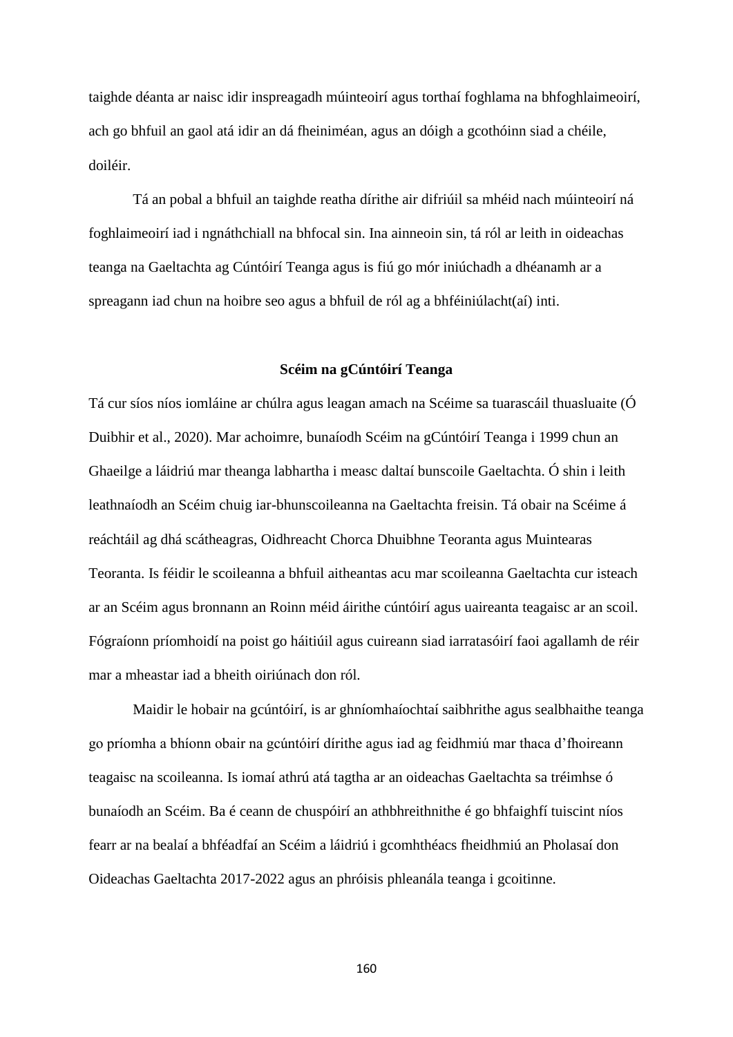taighde déanta ar naisc idir inspreagadh múinteoirí agus torthaí foghlama na bhfoghlaimeoirí, ach go bhfuil an gaol atá idir an dá fheiniméan, agus an dóigh a gcothóinn siad a chéile, doiléir.

Tá an pobal a bhfuil an taighde reatha dírithe air difriúil sa mhéid nach múinteoirí ná foghlaimeoirí iad i ngnáthchiall na bhfocal sin. Ina ainneoin sin, tá ról ar leith in oideachas teanga na Gaeltachta ag Cúntóirí Teanga agus is fiú go mór iniúchadh a dhéanamh ar a spreagann iad chun na hoibre seo agus a bhfuil de ról ag a bhféiniúlacht(aí) inti.

**Scéim na gCúntóirí Teanga**

Tá cur síos níos iomláine ar chúlra agus leagan amach na Scéime sa tuarascáil thuasluaite (Ó Duibhir et al., 2020). Mar achoimre, bunaíodh Scéim na gCúntóirí Teanga i 1999 chun an Ghaeilge a láidriú mar theanga labhartha i measc daltaí bunscoile Gaeltachta. Ó shin i leith leathnaíodh an Scéim chuig iar-bhunscoileanna na Gaeltachta freisin. Tá obair na Scéime á reáchtáil ag dhá scátheagras, Oidhreacht Chorca Dhuibhne Teoranta agus Muintearas Teoranta. Is féidir le scoileanna a bhfuil aitheantas acu mar scoileanna Gaeltachta cur isteach ar an Scéim agus bronnann an Roinn méid áirithe cúntóirí agus uaireanta teagaisc ar an scoil. Fógraíonn príomhoidí na poist go háitiúil agus cuireann siad iarratasóirí faoi agallamh de réir mar a mheastar iad a bheith oiriúnach don ról.

Maidir le hobair na gcúntóirí, is ar ghníomhaíochtaí saibhrithe agus sealbhaithe teanga go príomha a bhíonn obair na gcúntóirí dírithe agus iad ag feidhmiú mar thaca d'fhoireann teagaisc na scoileanna. Is iomaí athrú atá tagtha ar an oideachas Gaeltachta sa tréimhse ó bunaíodh an Scéim. Ba é ceann de chuspóirí an athbhreithnithe é go bhfaighfí tuiscint níos fearr ar na bealaí a bhféadfaí an Scéim a láidriú i gcomhthéacs fheidhmiú an Pholasaí don Oideachas Gaeltachta 2017-2022 agus an phróisis phleanála teanga i gcoitinne.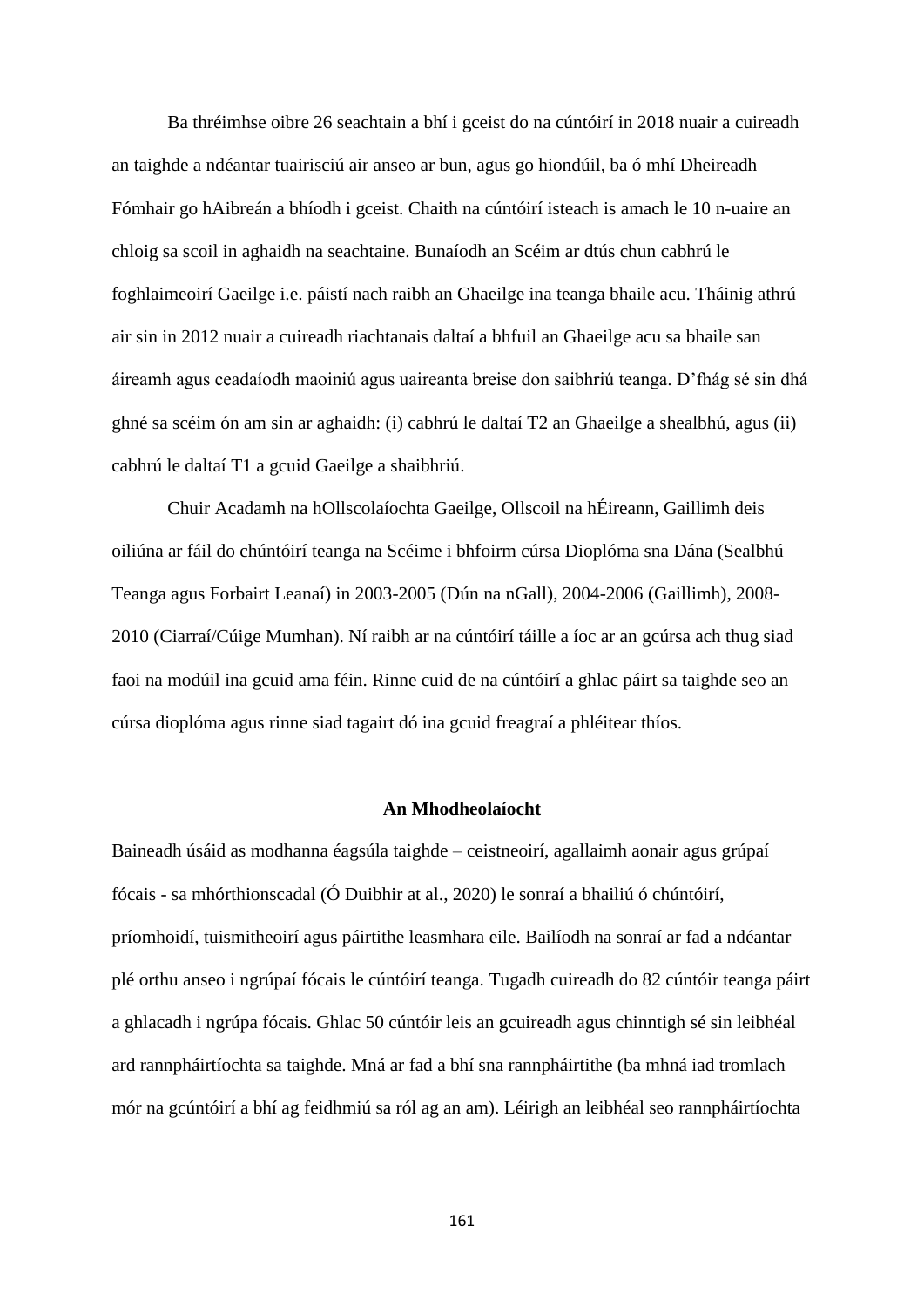Ba thréimhse oibre 26 seachtain a bhí i gceist do na cúntóirí in 2018 nuair a cuireadh an taighde a ndéantar tuairisciú air anseo ar bun, agus go hiondúil, ba ó mhí Dheireadh Fómhair go hAibreán a bhíodh i gceist. Chaith na cúntóirí isteach is amach le 10 n-uaire an chloig sa scoil in aghaidh na seachtaine. Bunaíodh an Scéim ar dtús chun cabhrú le foghlaimeoirí Gaeilge i.e. páistí nach raibh an Ghaeilge ina teanga bhaile acu. Tháinig athrú air sin in 2012 nuair a cuireadh riachtanais daltaí a bhfuil an Ghaeilge acu sa bhaile san áireamh agus ceadaíodh maoiniú agus uaireanta breise don saibhriú teanga. D'fhág sé sin dhá ghné sa scéim ón am sin ar aghaidh: (i) cabhrú le daltaí T2 an Ghaeilge a shealbhú, agus (ii) cabhrú le daltaí T1 a gcuid Gaeilge a shaibhriú.

Chuir Acadamh na hOllscolaíochta Gaeilge, Ollscoil na hÉireann, Gaillimh deis oiliúna ar fáil do chúntóirí teanga na Scéime i bhfoirm cúrsa Dioplóma sna Dána (Sealbhú Teanga agus Forbairt Leanaí) in 2003-2005 (Dún na nGall), 2004-2006 (Gaillimh), 2008-2010 (Ciarraí/Cúige Mumhan). Ní raibh ar na cúntóirí táille a íoc ar an gcúrsa ach thug siad faoi na modúil ina gcuid ama féin. Rinne cuid de na cúntóirí a ghlac páirt sa taighde seo an cúrsa dioplóma agus rinne siad tagairt dó ina gcuid freagraí a phléitear thíos.

## An Mhodheolaíocht

Baineadh úsáid as modhanna éagsúla taighde – ceistneoirí, agallaimh aonair agus grúpaí fócais - sa mhórthionscadal (Ó Duibhir at al., 2020) le sonraí a bhailiú ó chúntóirí, príomhoidí, tuismitheoirí agus páirtithe leasmhara eile. Bailíodh na sonraí ar fad a ndéantar plé orthu anseo i ngrúpaí fócais le cúntóirí teanga. Tugadh cuireadh do 82 cúntóir teanga páirt a ghlacadh i ngrúpa fócais. Ghlac 50 cúntóir leis an gcuireadh agus chinntigh sé sin leibhéal ard rannpháirtíochta sa taighde. Mná ar fad a bhí sna rannpháirtithe (ba mhná iad tromlach mór na gcúntóirí a bhí ag feidhmiú sa ról ag an am). Léirigh an leibhéal seo rannpháirtíochta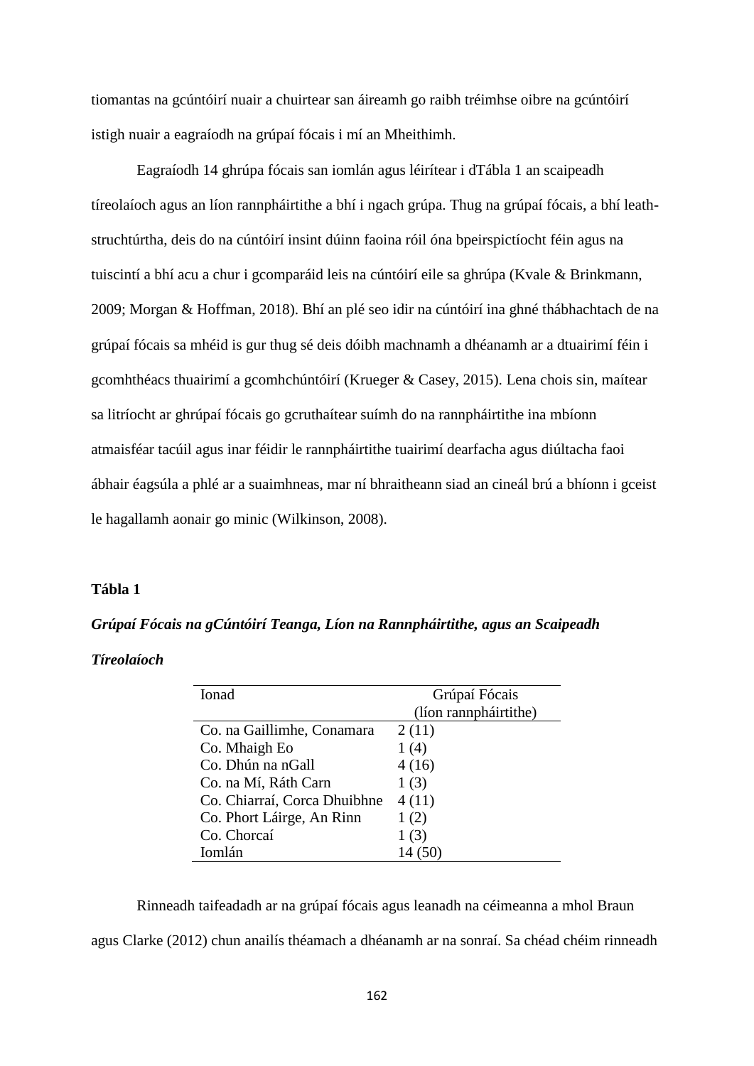tiomantas na gcúntóirí nuair a chuirtear san áireamh go raibh tréimhse oibre na gcúntóirí istigh nuair a eagraíodh na grúpaí fócais i mí an Mheithimh.

Eagraíodh 14 ghrúpa fócais san iomlán agus léirítear i dTábla 1 an scaipeadh tíreolaíoch agus an líon rannpháirtithe a bhí i ngach grúpa. Thug na grúpaí fócais, a bhí leath-struchtúrtha, deis do na cúntóirí insint dúinn faoina róil óna bpeirspictíocht féin agus na tuiscintí a bhí acu a chur i gcomparáid leis na cúntóirí eile sa ghrúpa (Kvale & Brinkmann, 2009; Morgan & Hoffman, 2018). Bhí an plé seo idir na cúntóirí ina ghné thábhachtach de na grúpaí fócais sa mhéid is gur thug sé deis dóibh machnamh a dhéanamh ar a dtuairimí féin i gcomhthéacs thuairimí a gcomhchúntóirí (Krueger & Casey, 2015). Lena chois sin, maítear sa litríocht ar ghrúpaí fócais go gcruthaítear suímh do na rannpháirtithe ina mbíonn atmaisféar tacúil agus inar féidir le rannpháirtithe tuairimí dearfacha agus diúltacha faoi ábhair éagsúla a phlé ar a suaimhneas, mar ní bhraitheann siad an cineál brú a bhíonn i gceist le hagallamh aonair go minic (Wilkinson, 2008).

**Tábla 1**

***Grúpaí Fócais na gCúntóirí Teanga, Líon na Rannpháirtithe, agus an Scaipeadh Tíreolaíoch***

| Ionad | Grúpaí Fócais (líon rannpháirtithe) |
|---|---|
| Co. na Gaillimhe, Conamara | 2 (11) |
| Co. Mhaigh Eo | 1 (4) |
| Co. Dhún na nGall | 4 (16) |
| Co. na Mí, Ráth Carn | 1 (3) |
| Co. Chiarraí, Corca Dhuibhne | 4 (11) |
| Co. Phort Láirge, An Rinn | 1 (2) |
| Co. Chorcaí | 1 (3) |
| Iomlán | 14 (50) |

Rinneadh taifeadadh ar na grúpaí fócais agus leanadh na céimeanna a mhol Braun agus Clarke (2012) chun anailís théamach a dhéanamh ar na sonraí. Sa chéad chéim rinneadh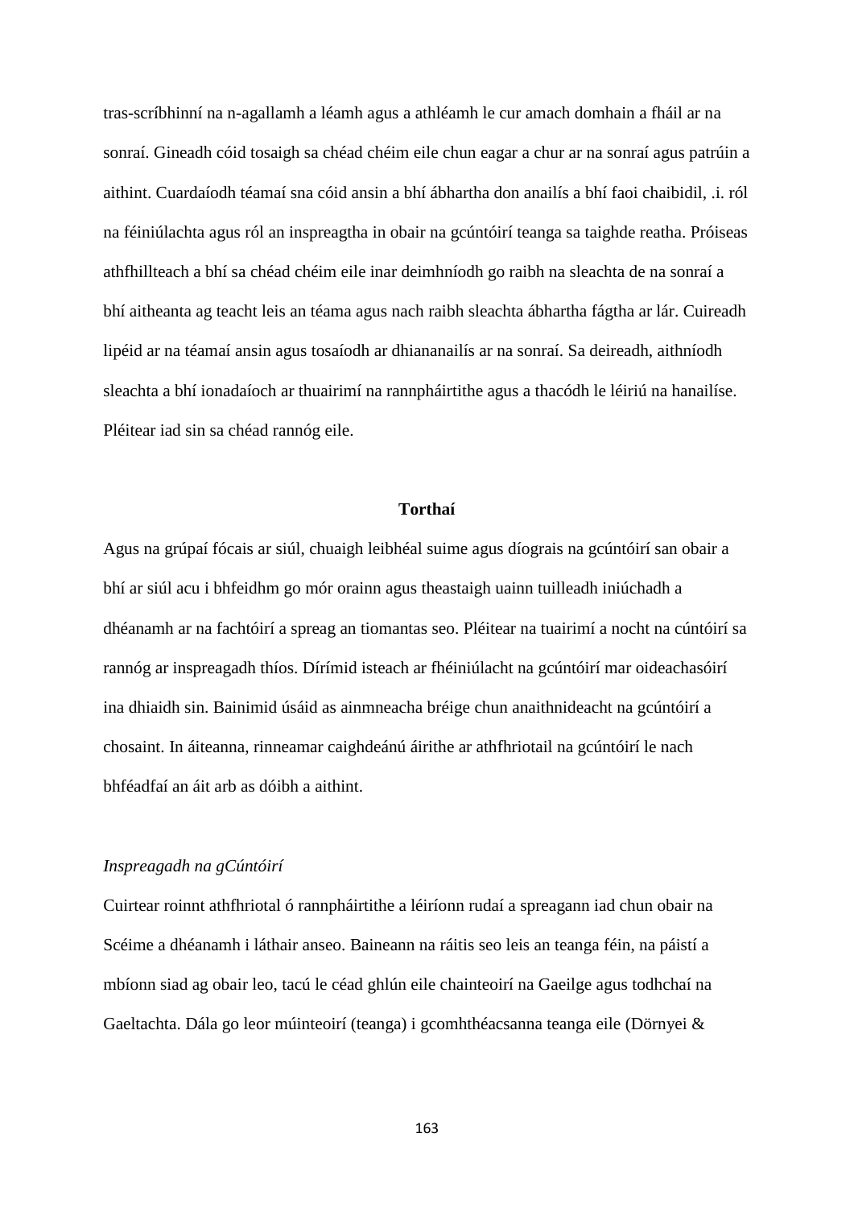tras-scríbhinní na n-agallamh a léamh agus a athléamh le cur amach domhain a fháil ar na sonraí. Gineadh cóid tosaigh sa chéad chéim eile chun eagar a chur ar na sonraí agus patrúin a aithint. Cuardaíodh téamaí sna cóid ansin a bhí ábhartha don anailís a bhí faoi chaibidil, .i. ról na féiniúlachta agus ról an inspreagtha in obair na gcúntóirí teanga sa taighde reatha. Próiseas athfhillteach a bhí sa chéad chéim eile inar deimhníodh go raibh na sleachta de na sonraí a bhí aitheanta ag teacht leis an téama agus nach raibh sleachta ábhartha fágtha ar lár. Cuireadh lipéid ar na téamaí ansin agus tosaíodh ar dhianananailís ar na sonraí. Sa deireadh, aithníodh sleachta a bhí ionadaíoch ar thuairimí na rannpháirtithe agus a thacódh le léiriú na hanailíse. Pléitear iad sin sa chéad rannóg eile.

## Torthaí

Agus na grúpaí fócais ar siúl, chuaigh leibhéal suime agus díograis na gcúntóirí san obair a bhí ar siúl acu i bhfeidhm go mór orainn agus theastaigh uainn tuilleadh iniúchadh a dhéanamh ar na fachtóirí a spreag an tiomantas seo. Pléitear na tuairimí a nocht na cúntóirí sa rannóg ar inspreagadh thíos. Dírímid isteach ar fhéiniúlacht na gcúntóirí mar oideachasóirí ina dhiaidh sin. Bainimid úsáid as ainmneacha bréige chun anaithnideacht na gcúntóirí a chosaint. In áiteanna, rinneamar caighdeánú áirithe ar athfhriotail na gcúntóirí le nach bhféadfaí an áit arb as dóibh a aithint.

### *Inspreagadh na gCúntóirí*

Cuirtear roinnt athfhriotal ó rannpháirtithe a léiríonn rudaí a spreagann iad chun obair na Scéime a dhéanamh i láthair anseo. Baineann na ráitis seo leis an teanga féin, na páistí a mbíonn siad ag obair leo, tacú le céad ghlún eile chainteoirí na Gaeilge agus todhchaí na Gaeltachta. Dála go leor múinteoirí (teanga) i gcomhthéacsanna teanga eile (Dörnyei &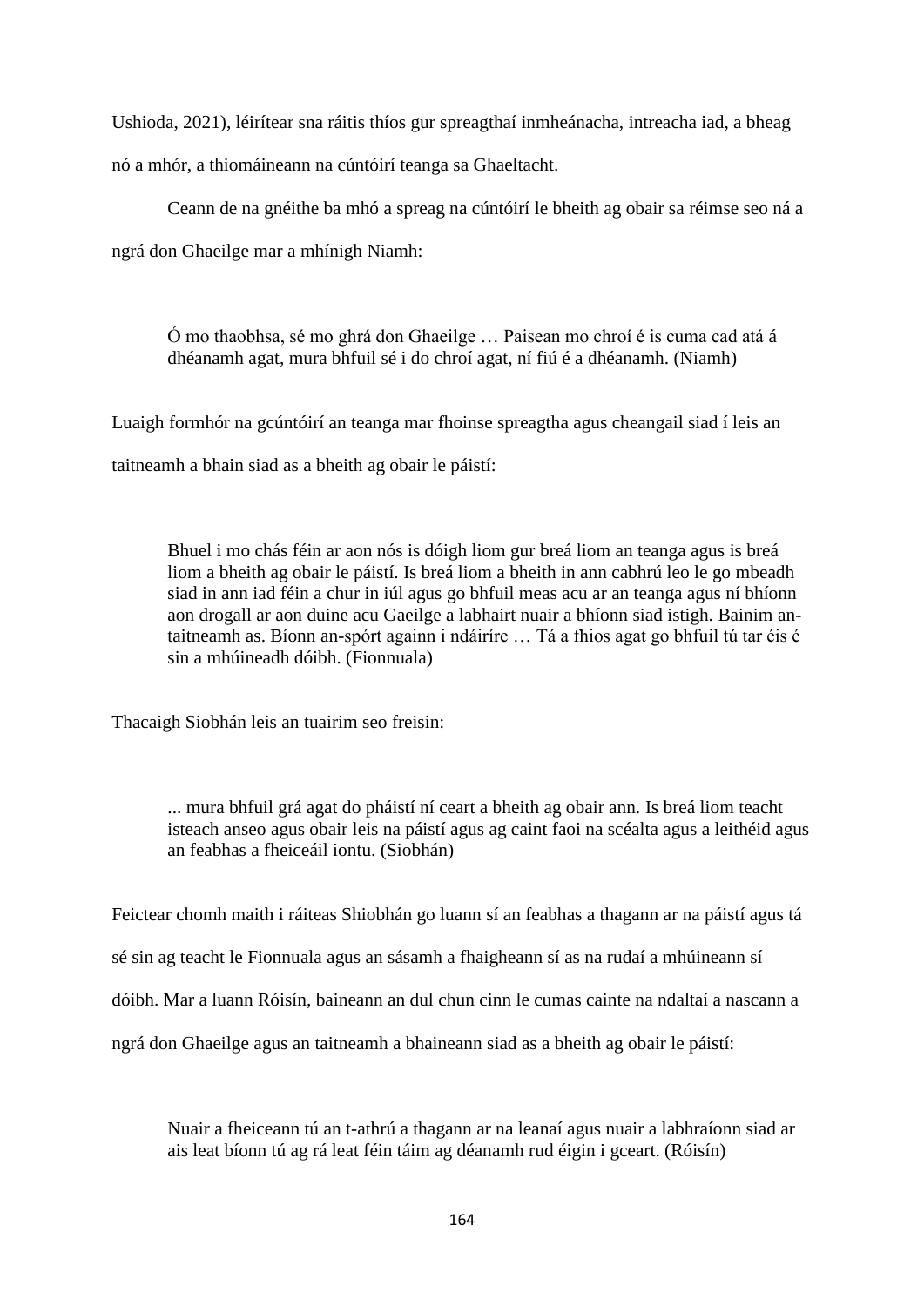Ushioda, 2021), léirítear sna ráitis thíos gur spreagthaí inmheánacha, intreacha iad, a bheag nó a mhór, a thiomáineann na cúntóirí teanga sa Ghaeltacht.

Ceann de na gnéithe ba mhó a spreag na cúntóirí le bheith ag obair sa réimse seo ná a ngrá don Ghaeilge mar a mhínigh Niamh:

> Ó mo thaobhsa, sé mo ghrá don Ghaeilge … Paisean mo chroí é is cuma cad atá á dhéanamh agat, mura bhfuil sé i do chroí agat, ní fiú é a dhéanamh. (Niamh)

Luaigh formhór na gcúntóirí an teanga mar fhoinse spreagtha agus cheangail siad í leis an taitneamh a bhain siad as a bheith ag obair le páistí:

> Bhuel i mo chás féin ar aon nós is dóigh liom gur breá liom an teanga agus is breá liom a bheith ag obair le páistí. Is breá liom a bheith in ann cabhrú leo le go mbeadh siad in ann iad féin a chur in iúl agus go bhfuil meas acu ar an teanga agus ní bhíonn aon drogall ar aon duine acu Gaeilge a labhairt nuair a bhíonn siad istigh. Bainim an-taitneamh as. Bíonn an-spórt againn i ndáiríre … Tá a fhios agat go bhfuil tú tar éis é sin a mhúineadh dóibh. (Fionnuala)

Thacaigh Siobhán leis an tuairim seo freisin:

> ... mura bhfuil grá agat do pháistí ní ceart a bheith ag obair ann. Is breá liom teacht isteach anseo agus obair leis na páistí agus ag caint faoi na scéalta agus a leithéid agus an feabhas a fheiceáil iontu. (Siobhán)

Feictear chomh maith i ráiteas Shiobhán go luann sí an feabhas a thagann ar na páistí agus tá sé sin ag teacht le Fionnuala agus an sásamh a fhaigheann sí as na rudaí a mhúineann sí dóibh. Mar a luann Róisín, baineann an dul chun cinn le cumas cainte na ndaltaí a nascann a ngrá don Ghaeilge agus an taitneamh a bhaineann siad as a bheith ag obair le páistí:

> Nuair a fheiceann tú an t-athrú a thagann ar na leanaí agus nuair a labhraíonn siad ar ais leat bíonn tú ag rá leat féin táim ag déanamh rud éigin i gceart. (Róisín)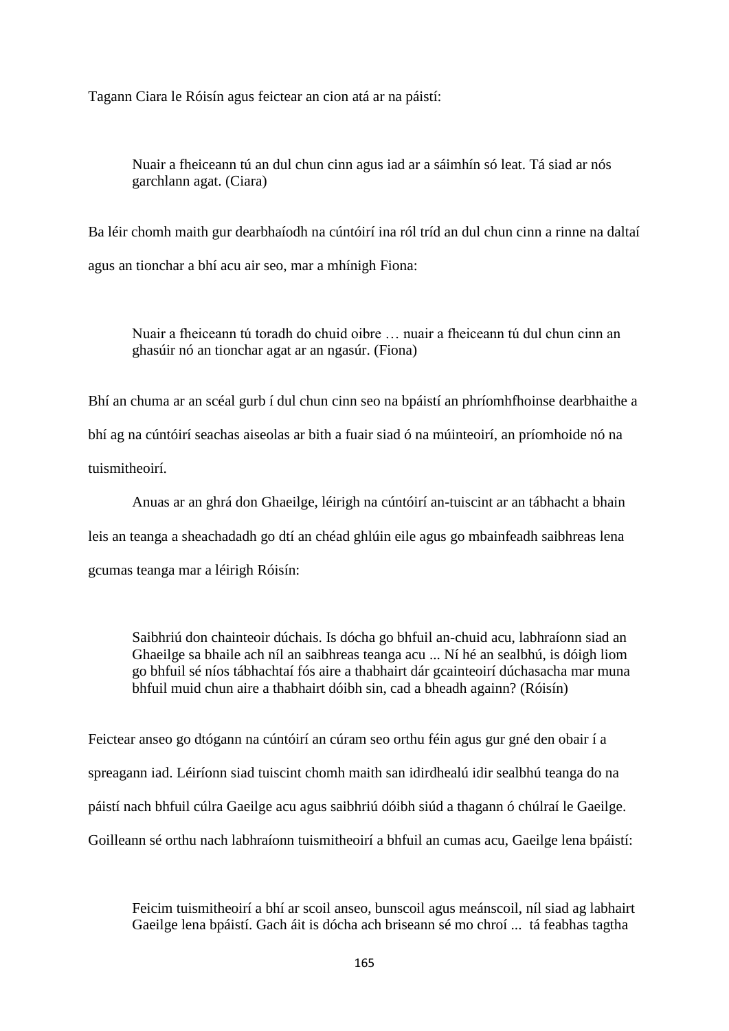Tagann Ciara le Róisín agus feictear an cion atá ar na páistí:

> Nuair a fheiceann tú an dul chun cinn agus iad ar a sáimhín só leat. Tá siad ar nós garchlann agat. (Ciara)

Ba léir chomh maith gur dearbhaíodh na cúntóirí ina ról tríd an dul chun cinn a rinne na daltaí agus an tionchar a bhí acu air seo, mar a mhínigh Fiona:

> Nuair a fheiceann tú toradh do chuid oibre … nuair a fheiceann tú dul chun cinn an ghasúir nó an tionchar agat ar an ngasúr. (Fiona)

Bhí an chuma ar an scéal gurb í dul chun cinn seo na bpáistí an phríomhfhoinse dearbhaithe a bhí ag na cúntóirí seachas aiseolas ar bith a fuair siad ó na múinteoirí, an príomhoide nó na tuismitheoirí.

Anuas ar an ghrá don Ghaeilge, léirigh na cúntóirí an-tuiscint ar an tábhacht a bhain leis an teanga a sheachadadh go dtí an chéad ghlúin eile agus go mbainfeadh saibhreas lena gcumas teanga mar a léirigh Róisín:

> Saibhriú don chainteoir dúchais. Is dócha go bhfuil an-chuid acu, labhraíonn siad an Ghaeilge sa bhaile ach níl an saibhreas teanga acu ... Ní hé an sealbhú, is dóigh liom go bhfuil sé níos tábhachtaí fós aire a thabhairt dár gcainteoirí dúchasacha mar muna bhfuil muid chun aire a thabhairt dóibh sin, cad a bheadh againn? (Róisín)

Feictear anseo go dtógann na cúntóirí an cúram seo orthu féin agus gur gné den obair í a spreagann iad. Léiríonn siad tuiscint chomh maith san idirdhealú idir sealbhú teanga do na páistí nach bhfuil cúlra Gaeilge acu agus saibhriú dóibh siúd a thagann ó chúlraí le Gaeilge. Goilleann sé orthu nach labhraíonn tuismitheoirí a bhfuil an cumas acu, Gaeilge lena bpáistí:

> Feicim tuismitheoirí a bhí ar scoil anseo, bunscoil agus meánscoil, níl siad ag labhairt Gaeilge lena bpáistí. Gach áit is dócha ach briseann sé mo chroí ... tá feabhas tagtha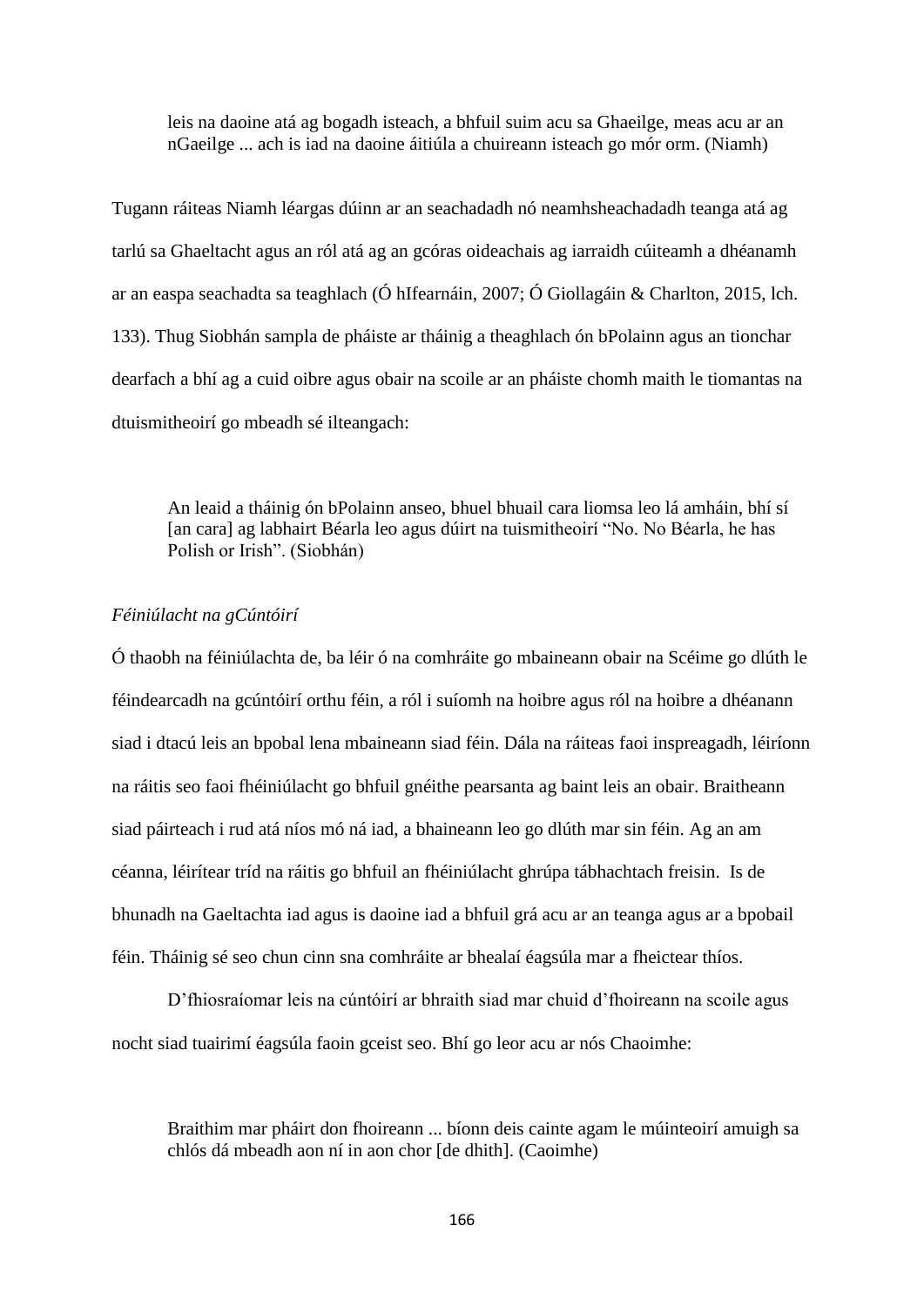> leis na daoine atá ag bogadh isteach, a bhfuil suim acu sa Ghaeilge, meas acu ar an nGaeilge ... ach is iad na daoine áitiúla a chuireann isteach go mór orm. (Niamh)

Tugann ráiteas Niamh léargas dúinn ar an seachadadh nó neamhsheachadadh teanga atá ag tarlú sa Ghaeltacht agus an ról atá ag an gcóras oideachais ag iarraidh cúiteamh a dhéanamh ar an easpa seachadta sa teaghlach (Ó hIfearnáin, 2007; Ó Giollagáin & Charlton, 2015, lch. 133). Thug Siobhán sampla de pháiste ar tháinig a theaghlach ón bPolainn agus an tionchar dearfach a bhí ag a cuid oibre agus obair na scoile ar an pháiste chomh maith le tiomantas na dtuismitheoirí go mbeadh sé ilteangach:

> An leaid a tháinig ón bPolainn anseo, bhuel bhuail cara liomsa leo lá amháin, bhí sí [an cara] ag labhairt Béarla leo agus dúirt na tuismitheoirí "No. No Béarla, he has Polish or Irish". (Siobhán)

*Féiniúlacht na gCúntóirí*

Ó thaobh na féiniúlachta de, ba léir ó na comhráite go mbaineann obair na Scéime go dlúth le féindearcadh na gcúntóirí orthu féin, a ról i suíomh na hoibre agus ról na hoibre a dhéanann siad i dtacú leis an bpobal lena mbaineann siad féin. Dála na ráiteas faoi inspreagadh, léiríonn na ráitis seo faoi fhéiniúlacht go bhfuil gnéithe pearsanta ag baint leis an obair. Braitheann siad páirteach i rud atá níos mó ná iad, a bhaineann leo go dlúth mar sin féin. Ag an am céanna, léirítear tríd na ráitis go bhfuil an fhéiniúlacht ghrúpa tábhachtach freisin. Is de bhunadh na Gaeltachta iad agus is daoine iad a bhfuil grá acu ar an teanga agus ar a bpobail féin. Tháinig sé seo chun cinn sna comhráite ar bhealaí éagsúla mar a fheictear thíos.

D'fhiosraíomar leis na cúntóirí ar bhraith siad mar chuid d'fhoireann na scoile agus nocht siad tuairimí éagsúla faoin gceist seo. Bhí go leor acu ar nós Chaoimhe:

> Braithim mar pháirt don fhoireann ... bíonn deis cainte agam le múinteoirí amuigh sa chlós dá mbeadh aon ní in aon chor [de dhith]. (Caoimhe)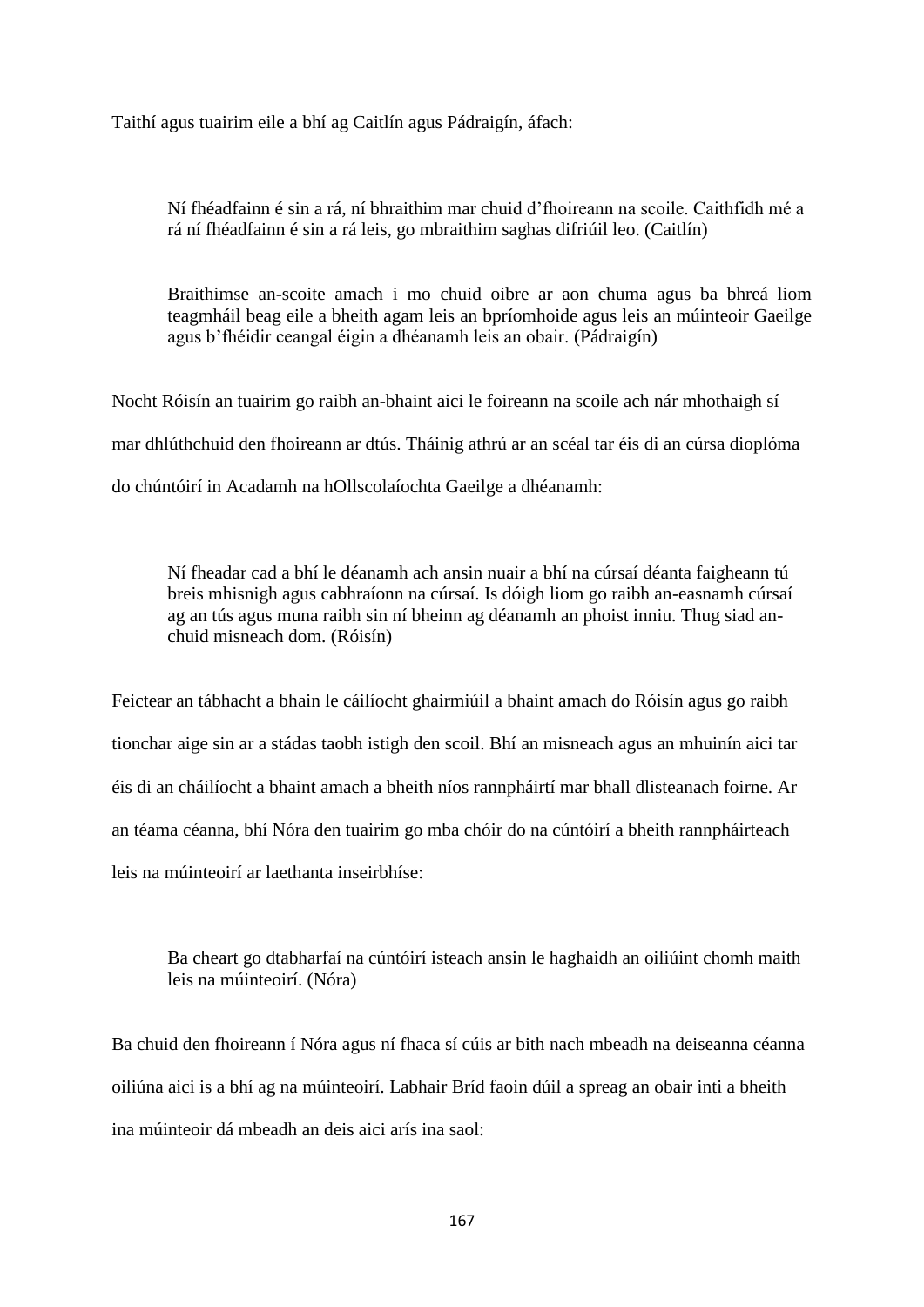Taithí agus tuairim eile a bhí ag Caitlín agus Pádraigín, áfach:

> Ní fhéadfainn é sin a rá, ní bhraithim mar chuid d'fhoireann na scoile. Caithfidh mé a rá ní fhéadfainn é sin a rá leis, go mbraithim saghas difriúil leo. (Caitlín)

> Braithimse an-scoite amach i mo chuid oibre ar aon chuma agus ba bhreá liom teagmháil beag eile a bheith agam leis an bpríomhoide agus leis an múinteoir Gaeilge agus b'fhéidir ceangal éigin a dhéanamh leis an obair. (Pádraigín)

Nocht Róisín an tuairim go raibh an-bhaint aici le foireann na scoile ach nár mhothaigh sí mar dhlúthchuid den fhoireann ar dtús. Tháinig athrú ar an scéal tar éis di an cúrsa dioplóma do chúntóirí in Acadamh na hOllscolaíochta Gaeilge a dhéanamh:

> Ní fheadar cad a bhí le déanamh ach ansin nuair a bhí na cúrsaí déanta faigheann tú breis mhisnigh agus cabhraíonn na cúrsaí. Is dóigh liom go raibh an-easnamh cúrsaí ag an tús agus muna raibh sin ní bheinn ag déanamh an phoist inniu. Thug siad an-chuid misneach dom. (Róisín)

Feictear an tábhacht a bhain le cáilíocht ghairmiúil a bhaint amach do Róisín agus go raibh tionchar aige sin ar a stádas taobh istigh den scoil. Bhí an misneach agus an mhuinín aici tar éis di an cháilíocht a bhaint amach a bheith níos rannpháirtí mar bhall dlisteanach foirne. Ar an téama céanna, bhí Nóra den tuairim go mba chóir do na cúntóirí a bheith rannpháirteach leis na múinteoirí ar laethanta inseirbhíse:

> Ba cheart go dtabharfaí na cúntóirí isteach ansin le haghaidh an oiliúint chomh maith leis na múinteoirí. (Nóra)

Ba chuid den fhoireann í Nóra agus ní fhaca sí cúis ar bith nach mbeadh na deiseanna céanna oiliúna aici is a bhí ag na múinteoirí. Labhair Bríd faoin dúil a spreag an obair inti a bheith ina múinteoir dá mbeadh an deis aici arís ina saol: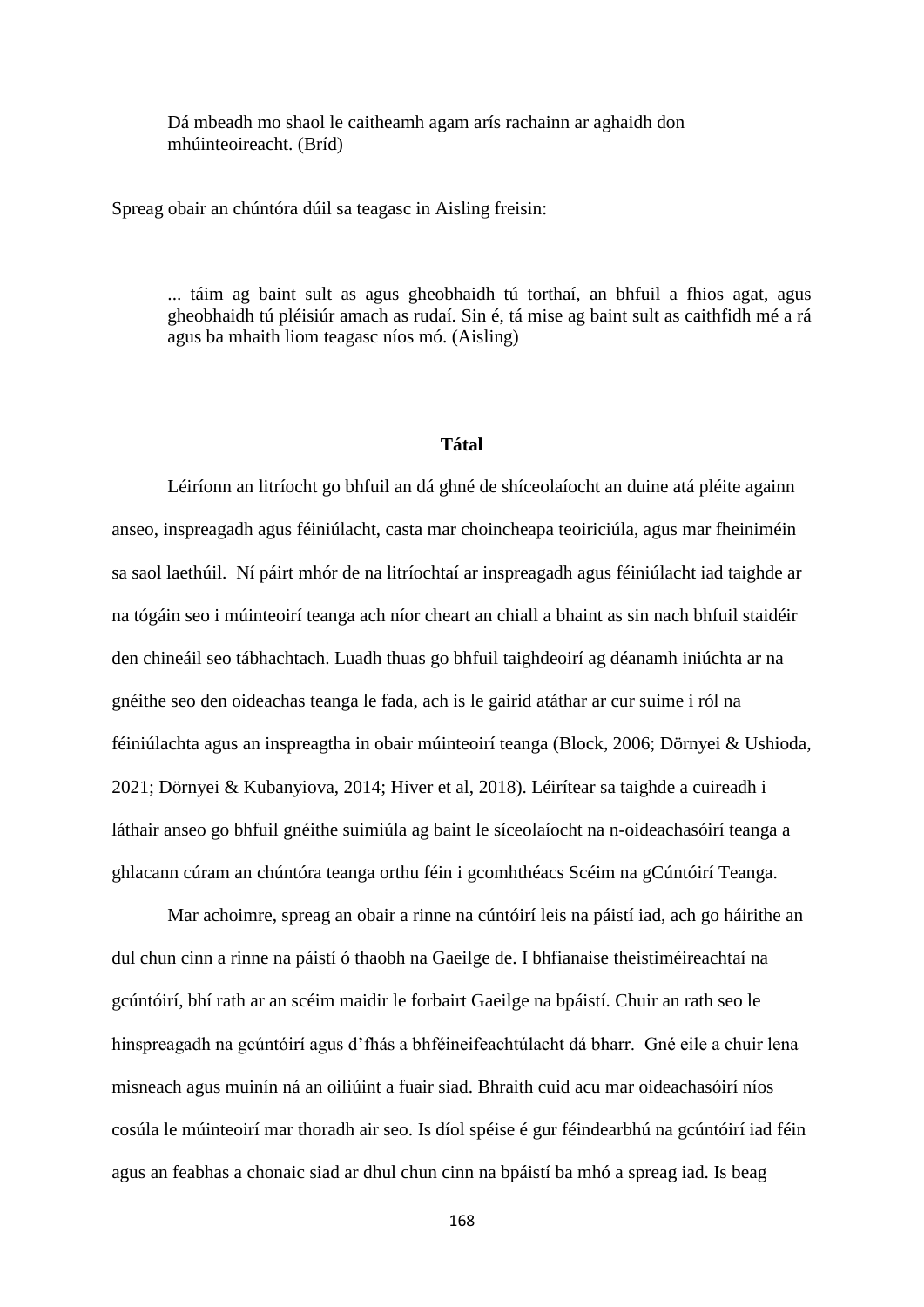> Dá mbeadh mo shaol le caitheamh agam arís rachainn ar aghaidh don mhúinteoireacht. (Bríd)

Spreag obair an chúntóra dúil sa teagasc in Aisling freisin:

> ... táim ag baint sult as agus gheobhaidh tú torthaí, an bhfuil a fhios agat, agus gheobhaidh tú pléisiúr amach as rudaí. Sin é, tá mise ag baint sult as caithfidh mé a rá agus ba mhaith liom teagasc níos mó. (Aisling)

## Tátal

Léiríonn an litríocht go bhfuil an dá ghné de shíceolaíocht an duine atá pléite againn anseo, inspreagadh agus féiniúlacht, casta mar choincheapa teoiriciúla, agus mar fheiniméin sa saol laethúil. Ní páirt mhór de na litríochtaí ar inspreagadh agus féiniúlacht iad taighde ar na tógáin seo i múinteoirí teanga ach níor cheart an chiall a bhaint as sin nach bhfuil staidéir den chineáil seo tábhachtach. Luadh thuas go bhfuil taighdeoirí ag déanamh iniúchta ar na gnéithe seo den oideachas teanga le fada, ach is le gairid atáthar ar cur suime i ról na féiniúlachta agus an inspreagtha in obair múinteoirí teanga (Block, 2006; Dörnyei & Ushioda, 2021; Dörnyei & Kubanyiova, 2014; Hiver et al, 2018). Léirítear sa taighde a cuireadh i láthair anseo go bhfuil gnéithe suimiúla ag baint le síceolaíocht na n-oideachasóirí teanga a ghlacann cúram an chúntóra teanga orthu féin i gcomhthéacs Scéim na gCúntóirí Teanga.

Mar achoimre, spreag an obair a rinne na cúntóirí leis na páistí iad, ach go háirithe an dul chun cinn a rinne na páistí ó thaobh na Gaeilge de. I bhfianaise theistiméireachtaí na gcúntóirí, bhí rath ar an scéim maidir le forbairt Gaeilge na bpáistí. Chuir an rath seo le hinspreagadh na gcúntóirí agus d'fhás a bhféineifeachtúlacht dá bharr. Gné eile a chuir lena misneach agus muinín ná an oiliúint a fuair siad. Bhraith cuid acu mar oideachasóirí níos cosúla le múinteoirí mar thoradh air seo. Is díol spéise é gur féindearbhú na gcúntóirí iad féin agus an feabhas a chonaic siad ar dhul chun cinn na bpáistí ba mhó a spreag iad. Is beag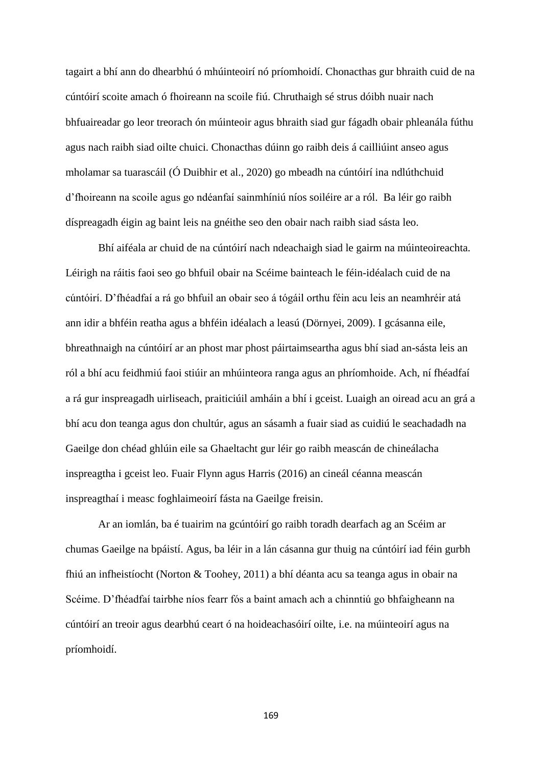tagairt a bhí ann do dhearbhú ó mhúinteoirí nó príomhoidí. Chonacthas gur bhraith cuid de na cúntóirí scoite amach ó fhoireann na scoile fiú. Chruthaigh sé strus dóibh nuair nach bhfuaireadar go leor treorach ón múinteoir agus bhraith siad gur fágadh obair phleanála fúthu agus nach raibh siad oilte chuici. Chonacthas dúinn go raibh deis á cailliúint anseo agus mholamar sa tuarascáil (Ó Duibhir et al., 2020) go mbeadh na cúntóirí ina ndlúthchuid d'fhoireann na scoile agus go ndéanfaí sainmhíniú níos soiléire ar a ról. Ba léir go raibh díspreagadh éigin ag baint leis na gnéithe seo den obair nach raibh siad sásta leo.

Bhí aiféala ar chuid de na cúntóirí nach ndeachaigh siad le gairm na múinteoireachta. Léirigh na ráitis faoi seo go bhfuil obair na Scéime bainteach le féin-idéalach cuid de na cúntóirí. D'fhéadfaí a rá go bhfuil an obair seo á tógáil orthu féin acu leis an neamhréir atá ann idir a bhféin reatha agus a bhféin idéalach a leasú (Dörnyei, 2009). I gcásanna eile, bhreathnaigh na cúntóirí ar an phost mar phost páirtaimseartha agus bhí siad an-sásta leis an ról a bhí acu feidhmiú faoi stiúir an mhúinteora ranga agus an phríomhoide. Ach, ní fhéadfaí a rá gur inspreagadh uirliseach, praiticiúil amháin a bhí i gceist. Luaigh an oiread acu an grá a bhí acu don teanga agus don chultúr, agus an sásamh a fuair siad as cuidiú le seachadadh na Gaeilge don chéad ghlúin eile sa Ghaeltacht gur léir go raibh meascán de chineálacha inspreagtha i gceist leo. Fuair Flynn agus Harris (2016) an cineál céanna meascán inspreagthaí i measc foghlaimeoirí fásta na Gaeilge freisin.

Ar an iomlán, ba é tuairim na gcúntóirí go raibh toradh dearfach ag an Scéim ar chumas Gaeilge na bpáistí. Agus, ba léir in a lán cásanna gur thuig na cúntóirí iad féin gurbh fhiú an infheistíocht (Norton & Toohey, 2011) a bhí déanta acu sa teanga agus in obair na Scéime. D'fhéadfaí tairbhe níos fearr fós a baint amach ach a chinntiú go bhfaigheann na cúntóirí an treoir agus dearbhú ceart ó na hoideachasóirí oilte, i.e. na múinteoirí agus na príomhoidí.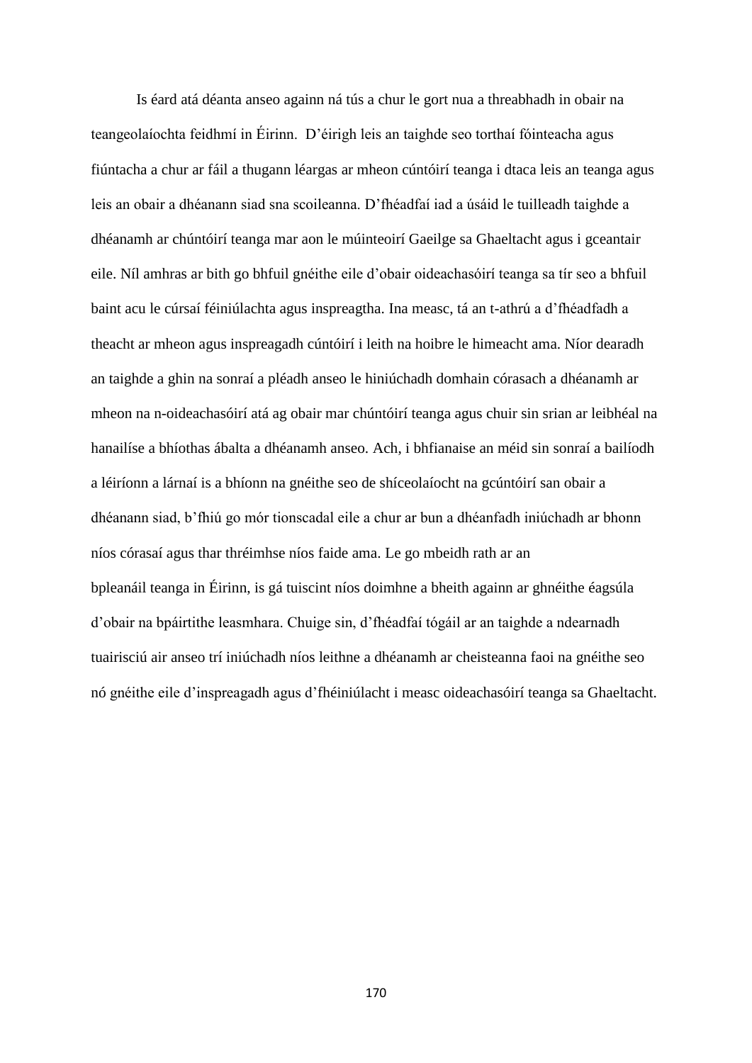Is éard atá déanta anseo againn ná tús a chur le gort nua a threabhadh in obair na teangeolaíochta feidhmí in Éirinn. D'éirigh leis an taighde seo torthaí fóinteacha agus fiúntacha a chur ar fáil a thugann léargas ar mheon cúntóirí teanga i dtaca leis an teanga agus leis an obair a dhéanann siad sna scoileanna. D'fhéadfaí iad a úsáid le tuilleadh taighde a dhéanamh ar chúntóirí teanga mar aon le múinteoirí Gaeilge sa Ghaeltacht agus i gceantair eile. Níl amhras ar bith go bhfuil gnéithe eile d'obair oideachasóirí teanga sa tír seo a bhfuil baint acu le cúrsaí féiniúlachta agus inspreagtha. Ina measc, tá an t-athrú a d'fhéadfadh a theacht ar mheon agus inspreagadh cúntóirí i leith na hoibre le himeacht ama. Níor dearadh an taighde a ghin na sonraí a pléadh anseo le hiniúchadh domhain córasach a dhéanamh ar mheon na n-oideachasóirí atá ag obair mar chúntóirí teanga agus chuir sin srian ar leibhéal na hanailíse a bhíothas ábalta a dhéanamh anseo. Ach, i bhfianaise an méid sin sonraí a bailíodh a léiríonn a lárnaí is a bhíonn na gnéithe seo de shíceolaíocht na gcúntóirí san obair a dhéanann siad, b'fhiú go mór tionscadal eile a chur ar bun a dhéanfadh iniúchadh ar bhonn níos córasaí agus thar thréimhse níos faide ama. Le go mbeidh rath ar an bpleanáil teanga in Éirinn, is gá tuiscint níos doimhne a bheith againn ar ghnéithe éagsúla d'obair na bpáirtithe leasmhara. Chuige sin, d'fhéadfaí tógáil ar an taighde a ndearnadh tuairisciú air anseo trí iniúchadh níos leithne a dhéanamh ar cheisteanna faoi na gnéithe seo nó gnéithe eile d'inspreagadh agus d'fhéiniúlacht i measc oideachasóirí teanga sa Ghaeltacht.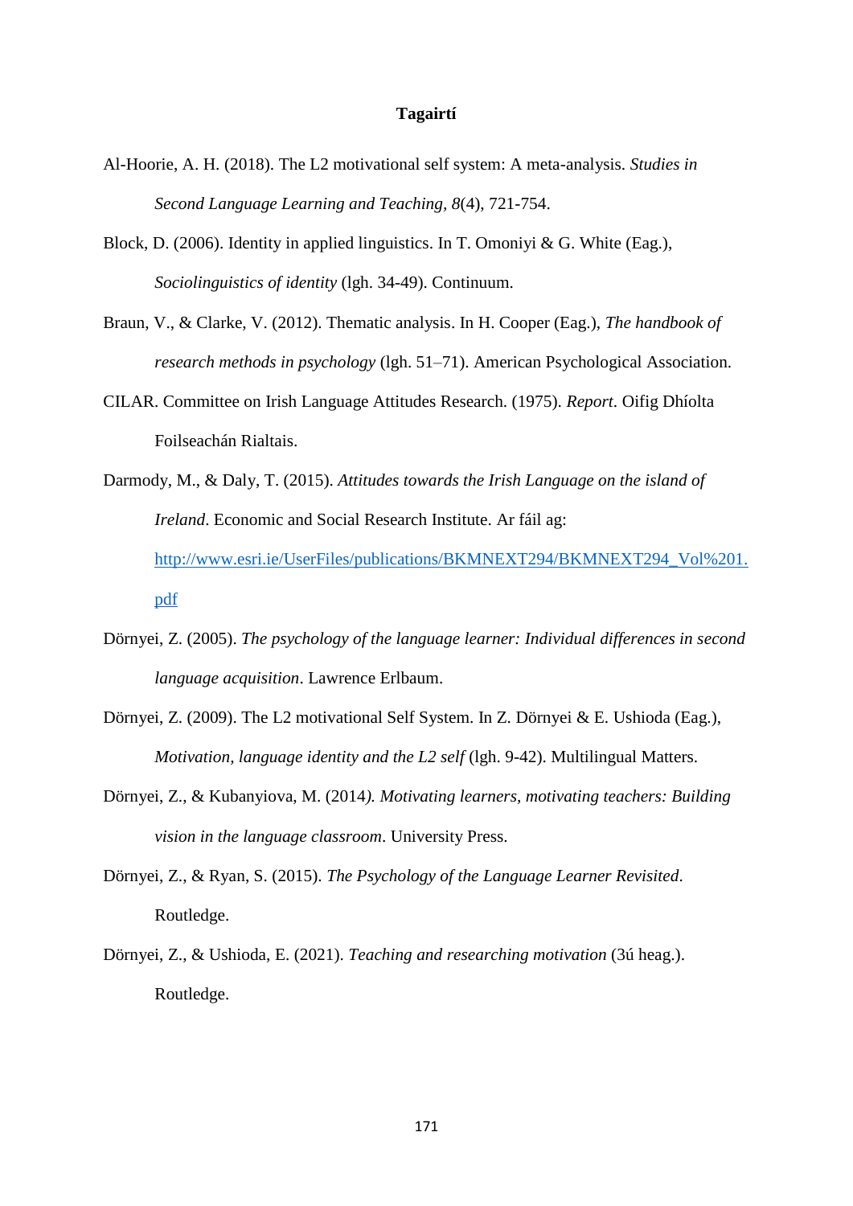# Tagairtí

Al-Hoorie, A. H. (2018). The L2 motivational self system: A meta-analysis. *Studies in Second Language Learning and Teaching*, *8*(4), 721-754.

Block, D. (2006). Identity in applied linguistics. In T. Omoniyi & G. White (Eag.), *Sociolinguistics of identity* (lgh. 34-49). Continuum.

Braun, V., & Clarke, V. (2012). Thematic analysis. In H. Cooper (Eag.), *The handbook of research methods in psychology* (lgh. 51–71). American Psychological Association.

CILAR. Committee on Irish Language Attitudes Research. (1975). *Report*. Oifig Dhíolta Foilseachán Rialtais.

Darmody, M., & Daly, T. (2015). *Attitudes towards the Irish Language on the island of Ireland*. Economic and Social Research Institute. Ar fáil ag: [http://www.esri.ie/UserFiles/publications/BKMNEXT294/BKMNEXT294_Vol%201.pdf](http://www.esri.ie/UserFiles/publications/BKMNEXT294/BKMNEXT294_Vol%201.pdf)

Dörnyei, Z. (2005). *The psychology of the language learner: Individual differences in second language acquisition*. Lawrence Erlbaum.

Dörnyei, Z. (2009). The L2 motivational Self System. In Z. Dörnyei & E. Ushioda (Eag.), *Motivation, language identity and the L2 self* (lgh. 9-42). Multilingual Matters.

Dörnyei, Z., & Kubanyiova, M. (2014*). Motivating learners, motivating teachers: Building vision in the language classroom*. University Press.

Dörnyei, Z., & Ryan, S. (2015). *The Psychology of the Language Learner Revisited*. Routledge.

Dörnyei, Z., & Ushioda, E. (2021). *Teaching and researching motivation* (3ú heag.). Routledge.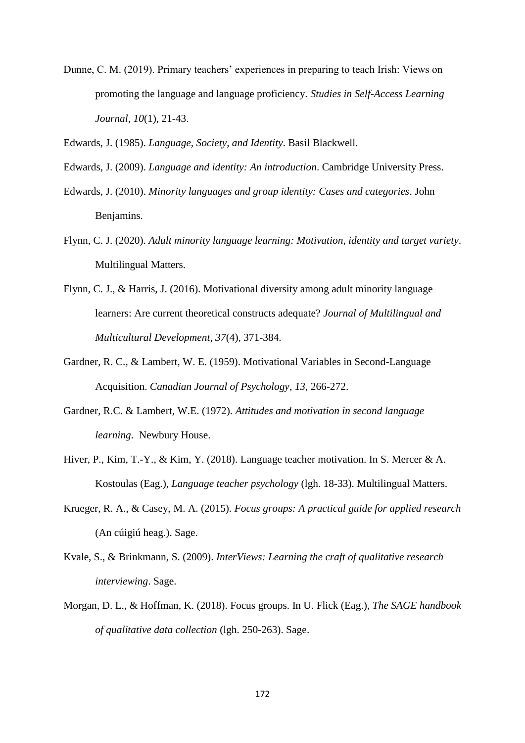Dunne, C. M. (2019). Primary teachers' experiences in preparing to teach Irish: Views on promoting the language and language proficiency. *Studies in Self-Access Learning Journal*, *10*(1), 21-43.

Edwards, J. (1985). *Language, Society, and Identity*. Basil Blackwell.

Edwards, J. (2009). *Language and identity: An introduction*. Cambridge University Press.

Edwards, J. (2010). *Minority languages and group identity: Cases and categories*. John Benjamins.

Flynn, C. J. (2020). *Adult minority language learning: Motivation, identity and target variety*. Multilingual Matters.

Flynn, C. J., & Harris, J. (2016). Motivational diversity among adult minority language learners: Are current theoretical constructs adequate? *Journal of Multilingual and Multicultural Development*, *37*(4), 371-384.

Gardner, R. C., & Lambert, W. E. (1959). Motivational Variables in Second-Language Acquisition. *Canadian Journal of Psychology*, *13*, 266-272.

Gardner, R.C. & Lambert, W.E. (1972). *Attitudes and motivation in second language learning*. Newbury House.

Hiver, P., Kim, T.-Y., & Kim, Y. (2018). Language teacher motivation. In S. Mercer & A. Kostoulas (Eag.), *Language teacher psychology* (lgh. 18-33). Multilingual Matters.

Krueger, R. A., & Casey, M. A. (2015). *Focus groups: A practical guide for applied research* (An cúigiú heag.). Sage.

Kvale, S., & Brinkmann, S. (2009). *InterViews: Learning the craft of qualitative research interviewing*. Sage.

Morgan, D. L., & Hoffman, K. (2018). Focus groups. In U. Flick (Eag.), *The SAGE handbook of qualitative data collection* (lgh. 250-263). Sage.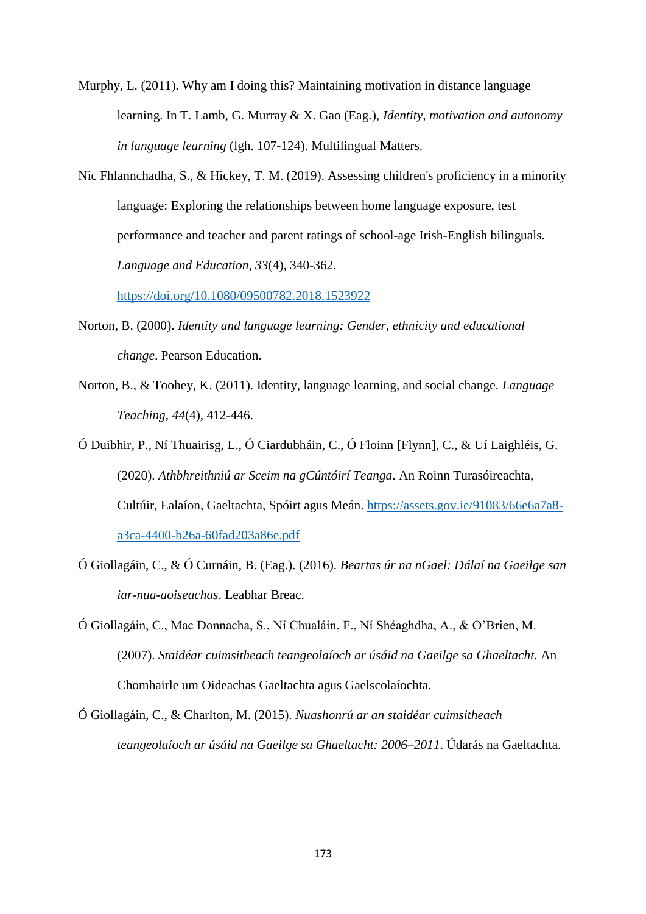Murphy, L. (2011). Why am I doing this? Maintaining motivation in distance language learning. In T. Lamb, G. Murray & X. Gao (Eag.), *Identity, motivation and autonomy in language learning* (lgh. 107-124). Multilingual Matters.

Nic Fhlannchadha, S., & Hickey, T. M. (2019). Assessing children's proficiency in a minority language: Exploring the relationships between home language exposure, test performance and teacher and parent ratings of school-age Irish-English bilinguals. *Language and Education, 33*(4), 340-362. https://doi.org/10.1080/09500782.2018.1523922

Norton, B. (2000). *Identity and language learning: Gender, ethnicity and educational change*. Pearson Education.

Norton, B., & Toohey, K. (2011). Identity, language learning, and social change. *Language Teaching*, *44*(4), 412-446.

Ó Duibhir, P., Ní Thuairisg, L., Ó Ciardubháin, C., Ó Floinn [Flynn], C., & Uí Laighléis, G. (2020). *Athbhreithniú ar Sceim na gCúntóirí Teanga*. An Roinn Turasóireachta, Cultúir, Ealaíon, Gaeltachta, Spóirt agus Meán. https://assets.gov.ie/91083/66e6a7a8-a3ca-4400-b26a-60fad203a86e.pdf

Ó Giollagáin, C., & Ó Curnáin, B. (Eag.). (2016). *Beartas úr na nGael: Dálaí na Gaeilge san iar-nua-aoiseachas*. Leabhar Breac.

Ó Giollagáin, C., Mac Donnacha, S., Ní Chualáin, F., Ní Shéaghdha, A., & O'Brien, M. (2007). *Staidéar cuimsitheach teangeolaíoch ar úsáid na Gaeilge sa Ghaeltacht.* An Chomhairle um Oideachas Gaeltachta agus Gaelscolaíochta.

Ó Giollagáin, C., & Charlton, M. (2015). *Nuashonrú ar an staidéar cuimsitheach teangeolaíoch ar úsáid na Gaeilge sa Ghaeltacht: 2006–2011*. Údarás na Gaeltachta.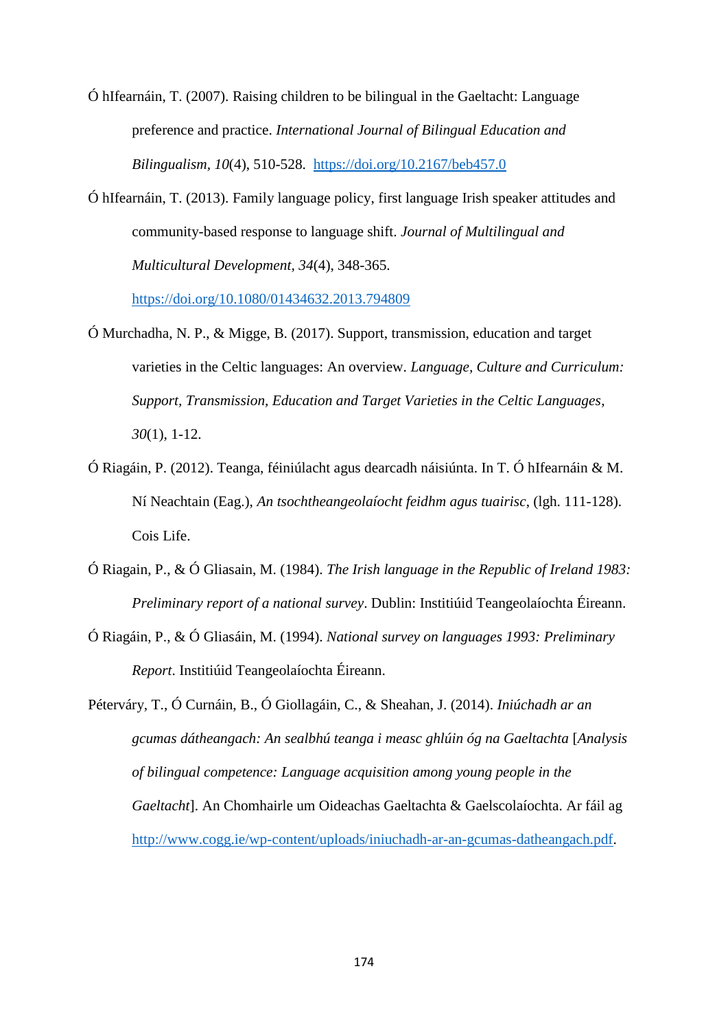Ó hIfearnáin, T. (2007). Raising children to be bilingual in the Gaeltacht: Language preference and practice. *International Journal of Bilingual Education and Bilingualism*, *10*(4), 510-528. https://doi.org/10.2167/beb457.0

Ó hIfearnáin, T. (2013). Family language policy, first language Irish speaker attitudes and community-based response to language shift. *Journal of Multilingual and Multicultural Development, 34*(4), 348-365. https://doi.org/10.1080/01434632.2013.794809

Ó Murchadha, N. P., & Migge, B. (2017). Support, transmission, education and target varieties in the Celtic languages: An overview. *Language, Culture and Curriculum: Support, Transmission, Education and Target Varieties in the Celtic Languages*, *30*(1), 1-12.

Ó Riagáin, P. (2012). Teanga, féiniúlacht agus dearcadh náisiúnta. In T. Ó hIfearnáin & M. Ní Neachtain (Eag.), *An tsochtheangeolaíocht feidhm agus tuairisc*, (lgh. 111-128). Cois Life.

Ó Riagain, P., & Ó Gliasain, M. (1984). *The Irish language in the Republic of Ireland 1983: Preliminary report of a national survey*. Dublin: Institiúid Teangeolaíochta Éireann.

Ó Riagáin, P., & Ó Gliasáin, M. (1994). *National survey on languages 1993: Preliminary Report*. Institiúid Teangeolaíochta Éireann.

Péterváry, T., Ó Curnáin, B., Ó Giollagáin, C., & Sheahan, J. (2014). *Iniúchadh ar an gcumas dátheangach: An sealbhú teanga i measc ghlúin óg na Gaeltachta* [*Analysis of bilingual competence: Language acquisition among young people in the Gaeltacht*]. An Chomhairle um Oideachas Gaeltachta & Gaelscolaíochta. Ar fáil ag http://www.cogg.ie/wp-content/uploads/iniuchadh-ar-an-gcumas-datheangach.pdf.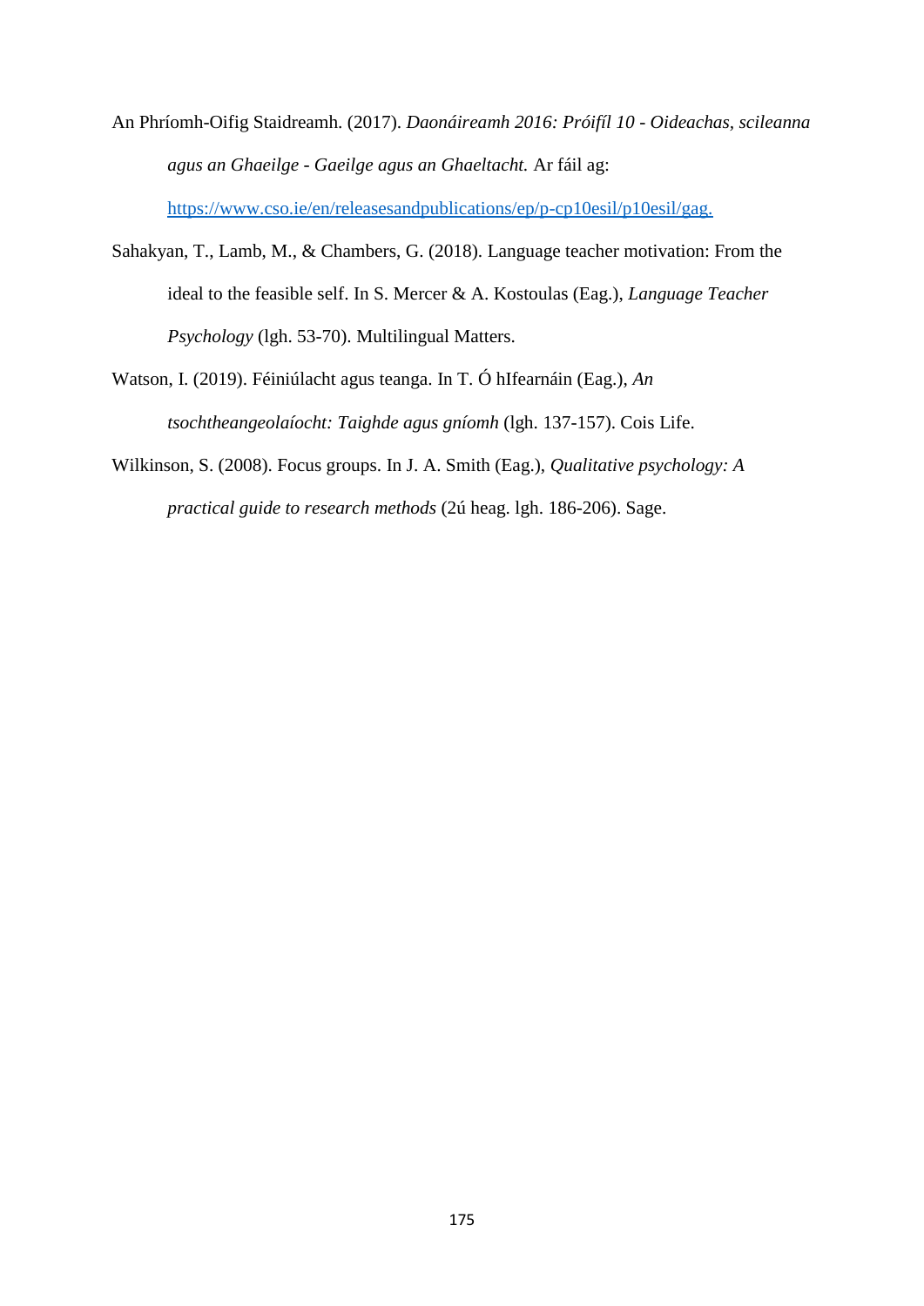An Phríomh-Oifig Staidreamh. (2017). *Daonáireamh 2016: Próifíl 10 - Oideachas, scileanna agus an Ghaeilge - Gaeilge agus an Ghaeltacht.* Ar fáil ag: https://www.cso.ie/en/releasesandpublications/ep/p-cp10esil/p10esil/gag.

Sahakyan, T., Lamb, M., & Chambers, G. (2018). Language teacher motivation: From the ideal to the feasible self. In S. Mercer & A. Kostoulas (Eag.), *Language Teacher Psychology* (lgh. 53-70). Multilingual Matters.

Watson, I. (2019). Féiniúlacht agus teanga. In T. Ó hIfearnáin (Eag.), *An tsochtheangeolaíocht: Taighde agus gníomh* (lgh. 137-157). Cois Life.

Wilkinson, S. (2008). Focus groups. In J. A. Smith (Eag.), *Qualitative psychology: A practical guide to research methods* (2ú heag. lgh. 186-206). Sage.